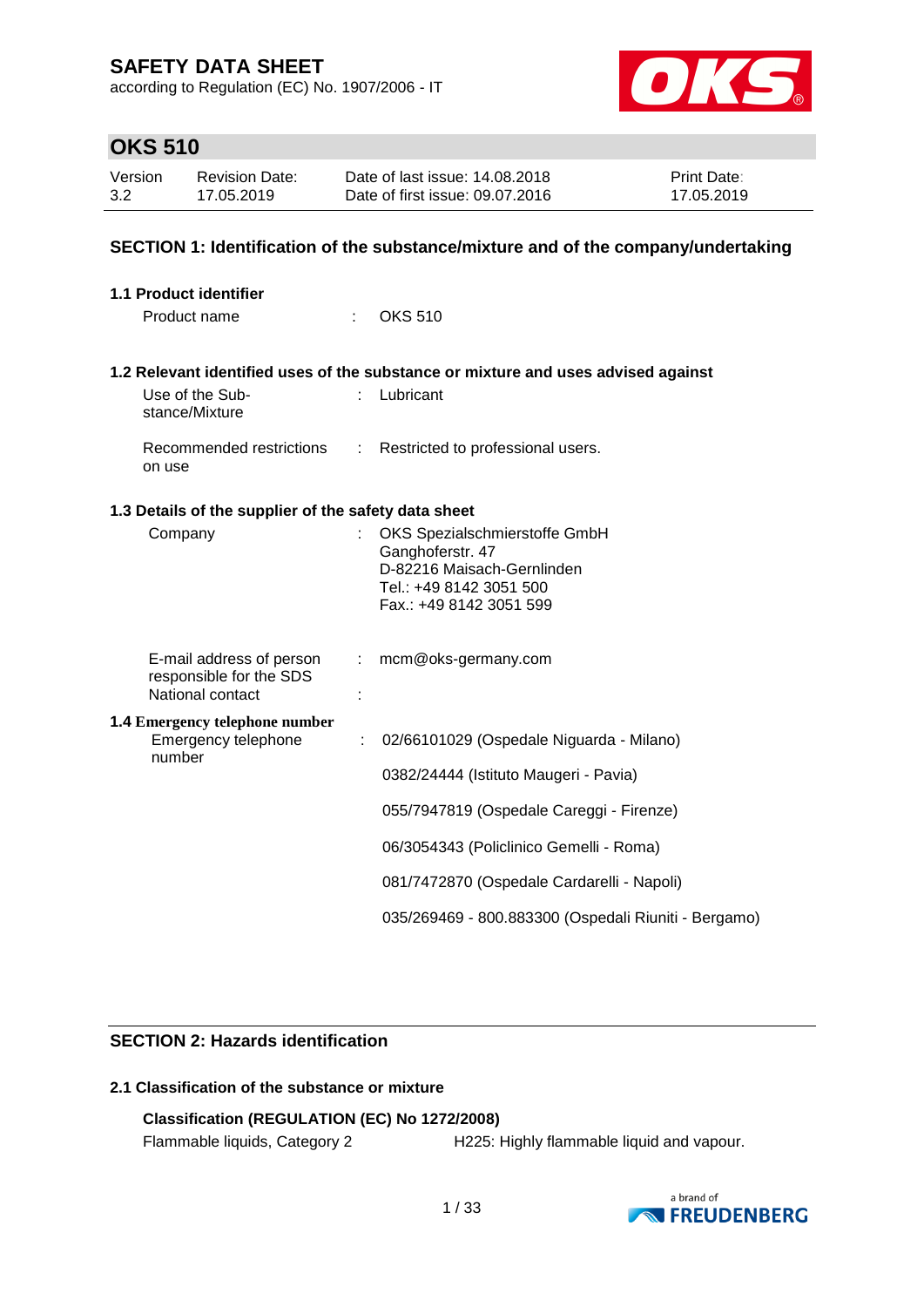# SAFETY DATA SHEET

according to Regulation (EC) No. 1907/2006 - IT

## OKS 510

| Version | Revision Date: | Date of last issue: 14.08.2018 | Print Date: |
|---|---|---|---|
| 3.2 | 17.05.2019 | Date of first issue: 09.07.2016 | 17.05.2019 |

## SECTION 1: Identification of the substance/mixture and of the company/undertaking

### 1.1 Product identifier

Product name : OKS 510

### 1.2 Relevant identified uses of the substance or mixture and uses advised against

Use of the Substance/Mixture : Lubricant

Recommended restrictions on use : Restricted to professional users.

### 1.3 Details of the supplier of the safety data sheet

Company : OKS Spezialschmierstoffe GmbH
Ganghoferstr. 47
D-82216 Maisach-Gernlinden
Tel.: +49 8142 3051 500
Fax.: +49 8142 3051 599

E-mail address of person responsible for the SDS : mcm@oks-germany.com

National contact :

### 1.4 Emergency telephone number

Emergency telephone number : 02/66101029 (Ospedale Niguarda - Milano)

0382/24444 (Istituto Maugeri - Pavia)

055/7947819 (Ospedale Careggi - Firenze)

06/3054343 (Policlinico Gemelli - Roma)

081/7472870 (Ospedale Cardarelli - Napoli)

035/269469 - 800.883300 (Ospedali Riuniti - Bergamo)

## SECTION 2: Hazards identification

### 2.1 Classification of the substance or mixture

**Classification (REGULATION (EC) No 1272/2008)**

Flammable liquids, Category 2 — H225: Highly flammable liquid and vapour.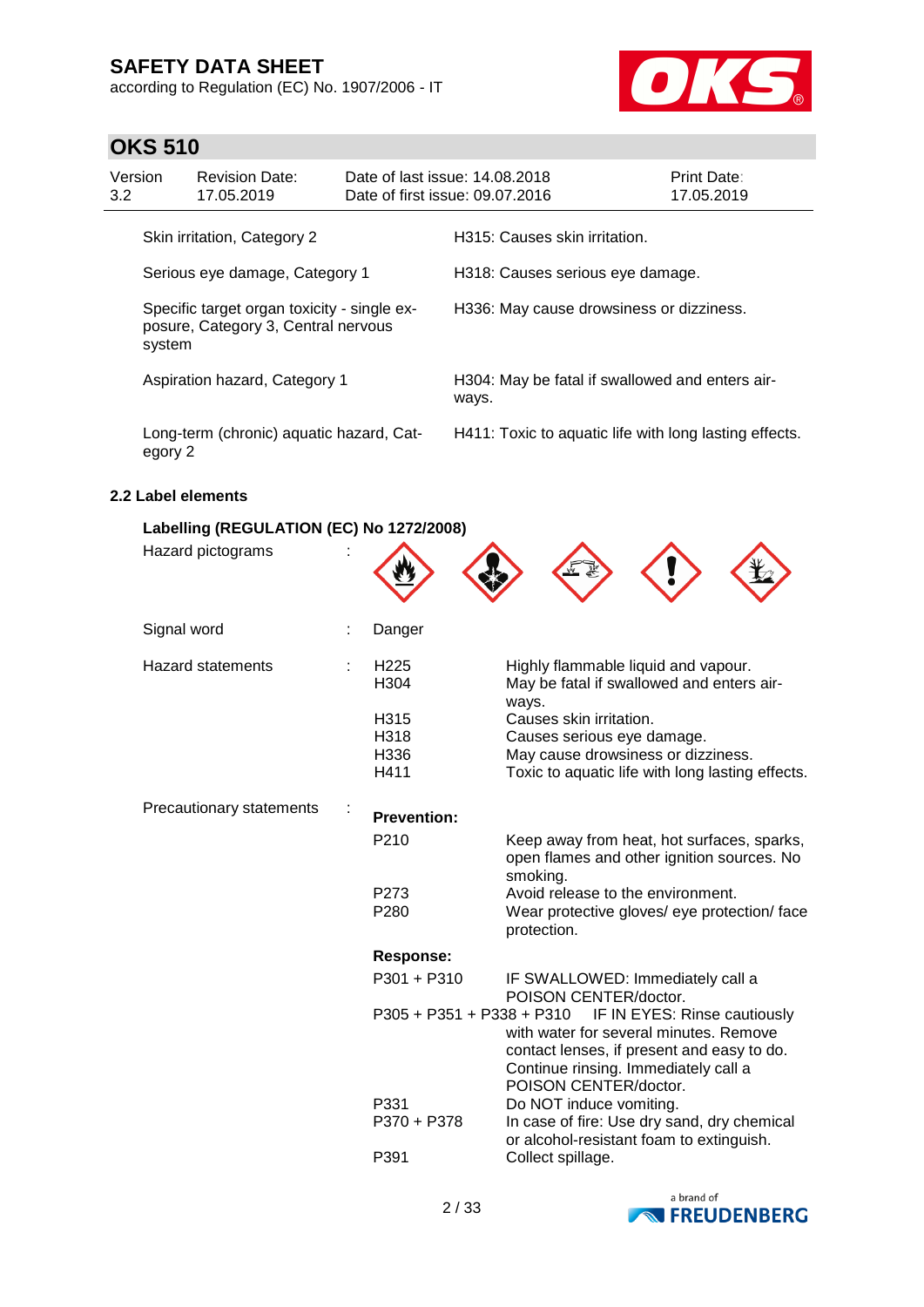| | |
|---|---|
| Skin irritation, Category 2 | H315: Causes skin irritation. |
| Serious eye damage, Category 1 | H318: Causes serious eye damage. |
| Specific target organ toxicity - single exposure, Category 3, Central nervous system | H336: May cause drowsiness or dizziness. |
| Aspiration hazard, Category 1 | H304: May be fatal if swallowed and enters airways. |
| Long-term (chronic) aquatic hazard, Category 2 | H411: Toxic to aquatic life with long lasting effects. |

### 2.2 Label elements

**Labelling (REGULATION (EC) No 1272/2008)**

Hazard pictograms :

Signal word : Danger

Hazard statements :

| | |
|---|---|
| H225 | Highly flammable liquid and vapour. |
| H304 | May be fatal if swallowed and enters airways. |
| H315 | Causes skin irritation. |
| H318 | Causes serious eye damage. |
| H336 | May cause drowsiness or dizziness. |
| H411 | Toxic to aquatic life with long lasting effects. |

Precautionary statements :

**Prevention:**

| | |
|---|---|
| P210 | Keep away from heat, hot surfaces, sparks, open flames and other ignition sources. No smoking. |
| P273 | Avoid release to the environment. |
| P280 | Wear protective gloves/ eye protection/ face protection. |

**Response:**

| | |
|---|---|
| P301 + P310 | IF SWALLOWED: Immediately call a POISON CENTER/doctor. |
| P305 + P351 + P338 + P310 | IF IN EYES: Rinse cautiously with water for several minutes. Remove contact lenses, if present and easy to do. Continue rinsing. Immediately call a POISON CENTER/doctor. |
| P331 | Do NOT induce vomiting. |
| P370 + P378 | In case of fire: Use dry sand, dry chemical or alcohol-resistant foam to extinguish. |
| P391 | Collect spillage. |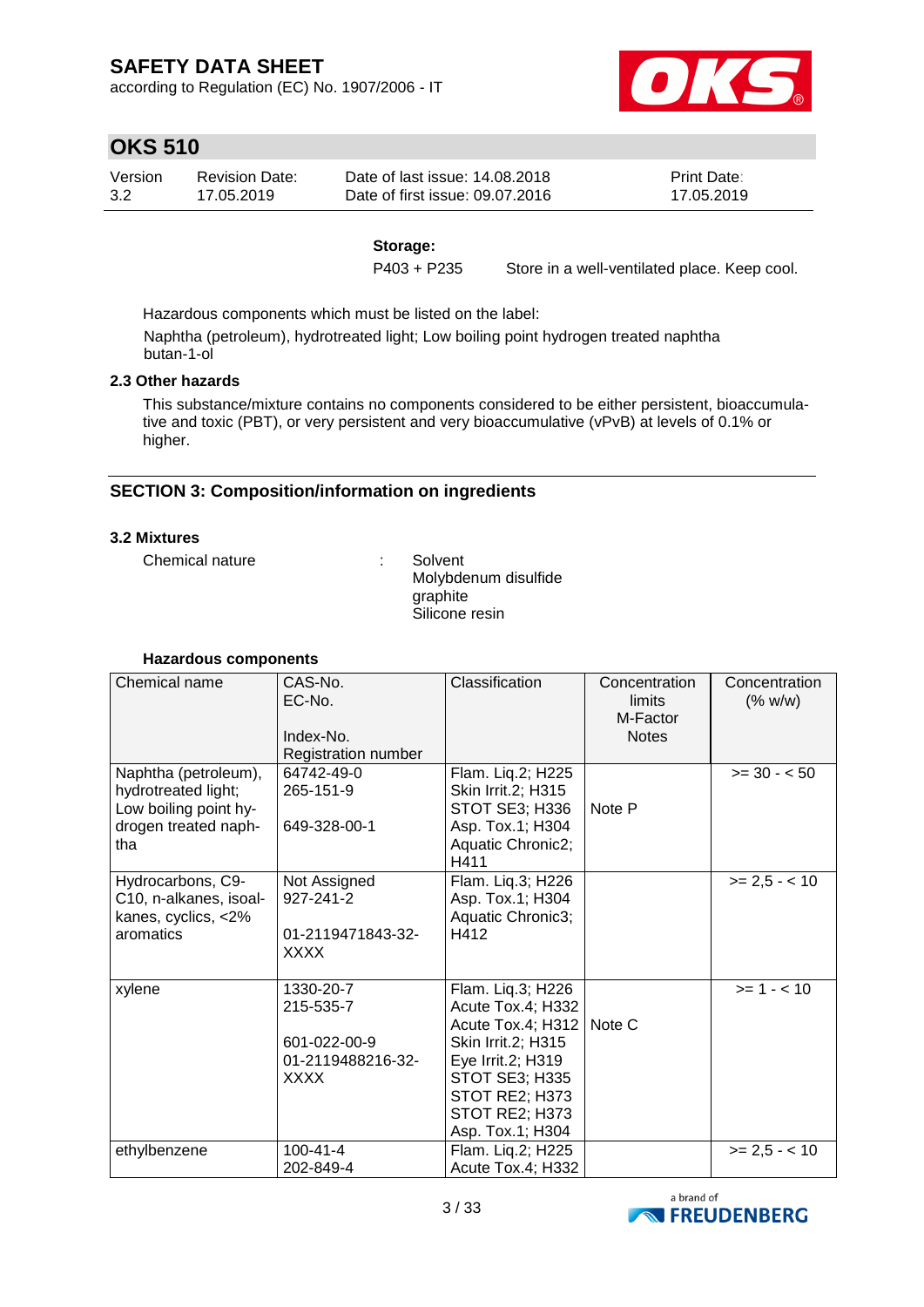**Storage:**

P403 + P235 Store in a well-ventilated place. Keep cool.

Hazardous components which must be listed on the label:

Naphtha (petroleum), hydrotreated light; Low boiling point hydrogen treated naphtha
butan-1-ol

### 2.3 Other hazards

This substance/mixture contains no components considered to be either persistent, bioaccumulative and toxic (PBT), or very persistent and very bioaccumulative (vPvB) at levels of 0.1% or higher.

## SECTION 3: Composition/information on ingredients

### 3.2 Mixtures

Chemical nature : Solvent
Molybdenum disulfide
graphite
Silicone resin

**Hazardous components**

| Chemical name | CAS-No.<br>EC-No.<br><br>Index-No.<br>Registration number | Classification | Concentration limits<br>M-Factor<br>Notes | Concentration (% w/w) |
|---|---|---|---|---|
| Naphtha (petroleum), hydrotreated light; Low boiling point hydrogen treated naphtha | 64742-49-0<br>265-151-9<br><br>649-328-00-1 | Flam. Liq.2; H225<br>Skin Irrit.2; H315<br>STOT SE3; H336<br>Asp. Tox.1; H304<br>Aquatic Chronic2; H411 | Note P | >= 30 - < 50 |
| Hydrocarbons, C9-C10, n-alkanes, isoalkanes, cyclics, <2% aromatics | Not Assigned<br>927-241-2<br><br>01-2119471843-32-XXXX | Flam. Liq.3; H226<br>Asp. Tox.1; H304<br>Aquatic Chronic3; H412 | | >= 2,5 - < 10 |
| xylene | 1330-20-7<br>215-535-7<br><br>601-022-00-9<br>01-2119488216-32-XXXX | Flam. Liq.3; H226<br>Acute Tox.4; H332<br>Acute Tox.4; H312<br>Skin Irrit.2; H315<br>Eye Irrit.2; H319<br>STOT SE3; H335<br>STOT RE2; H373<br>STOT RE2; H373<br>Asp. Tox.1; H304 | Note C | >= 1 - < 10 |
| ethylbenzene | 100-41-4<br>202-849-4 | Flam. Liq.2; H225<br>Acute Tox.4; H332 | | >= 2,5 - < 10 |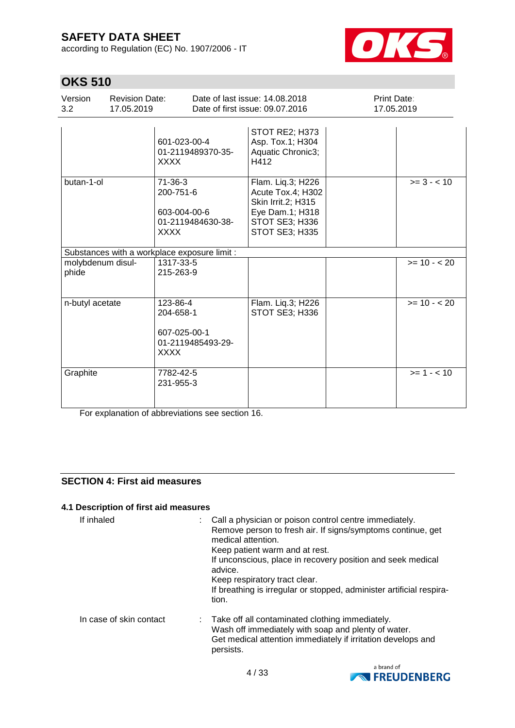# OKS 510

| Version | Revision Date: | Date of last issue: 14.08.2018 | Print Date: |
|---|---|---|---|
| 3.2 | 17.05.2019 | Date of first issue: 09.07.2016 | 17.05.2019 |

| | | | | |
|---|---|---|---|---|
| | 601-023-00-4<br>01-2119489370-35-XXXX | STOT RE2; H373<br>Asp. Tox.1; H304<br>Aquatic Chronic3; H412 | | |
| butan-1-ol | 71-36-3<br>200-751-6<br><br>603-004-00-6<br>01-2119484630-38-XXXX | Flam. Liq.3; H226<br>Acute Tox.4; H302<br>Skin Irrit.2; H315<br>Eye Dam.1; H318<br>STOT SE3; H336<br>STOT SE3; H335 | | >= 3 - < 10 |
| Substances with a workplace exposure limit : | | | | |
| molybdenum disulphide | 1317-33-5<br>215-263-9 | | | >= 10 - < 20 |
| n-butyl acetate | 123-86-4<br>204-658-1<br><br>607-025-00-1<br>01-2119485493-29-XXXX | Flam. Liq.3; H226<br>STOT SE3; H336 | | >= 10 - < 20 |
| Graphite | 7782-42-5<br>231-955-3 | | | >= 1 - < 10 |

For explanation of abbreviations see section 16.

## SECTION 4: First aid measures

### 4.1 Description of first aid measures

If inhaled : Call a physician or poison control centre immediately.
Remove person to fresh air. If signs/symptoms continue, get medical attention.
Keep patient warm and at rest.
If unconscious, place in recovery position and seek medical advice.
Keep respiratory tract clear.
If breathing is irregular or stopped, administer artificial respiration.

In case of skin contact : Take off all contaminated clothing immediately.
Wash off immediately with soap and plenty of water.
Get medical attention immediately if irritation develops and persists.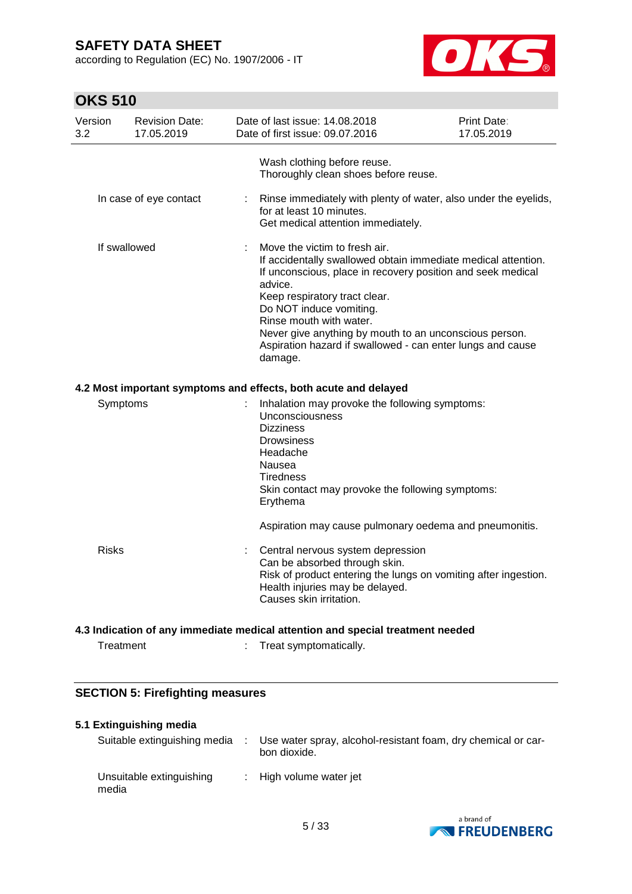Wash clothing before reuse.
Thoroughly clean shoes before reuse.

| | | |
|---|---|---|
| In case of eye contact | : | Rinse immediately with plenty of water, also under the eyelids, for at least 10 minutes.<br>Get medical attention immediately. |
| If swallowed | : | Move the victim to fresh air.<br>If accidentally swallowed obtain immediate medical attention.<br>If unconscious, place in recovery position and seek medical advice.<br>Keep respiratory tract clear.<br>Do NOT induce vomiting.<br>Rinse mouth with water.<br>Never give anything by mouth to an unconscious person.<br>Aspiration hazard if swallowed - can enter lungs and cause damage. |

### 4.2 Most important symptoms and effects, both acute and delayed

| | | |
|---|---|---|
| Symptoms | : | Inhalation may provoke the following symptoms:<br>Unconsciousness<br>Dizziness<br>Drowsiness<br>Headache<br>Nausea<br>Tiredness<br>Skin contact may provoke the following symptoms:<br>Erythema<br><br>Aspiration may cause pulmonary oedema and pneumonitis. |
| Risks | : | Central nervous system depression<br>Can be absorbed through skin.<br>Risk of product entering the lungs on vomiting after ingestion.<br>Health injuries may be delayed.<br>Causes skin irritation. |

### 4.3 Indication of any immediate medical attention and special treatment needed

| | | |
|---|---|---|
| Treatment | : | Treat symptomatically. |

## SECTION 5: Firefighting measures

### 5.1 Extinguishing media

| | | |
|---|---|---|
| Suitable extinguishing media | : | Use water spray, alcohol-resistant foam, dry chemical or carbon dioxide. |
| Unsuitable extinguishing media | : | High volume water jet |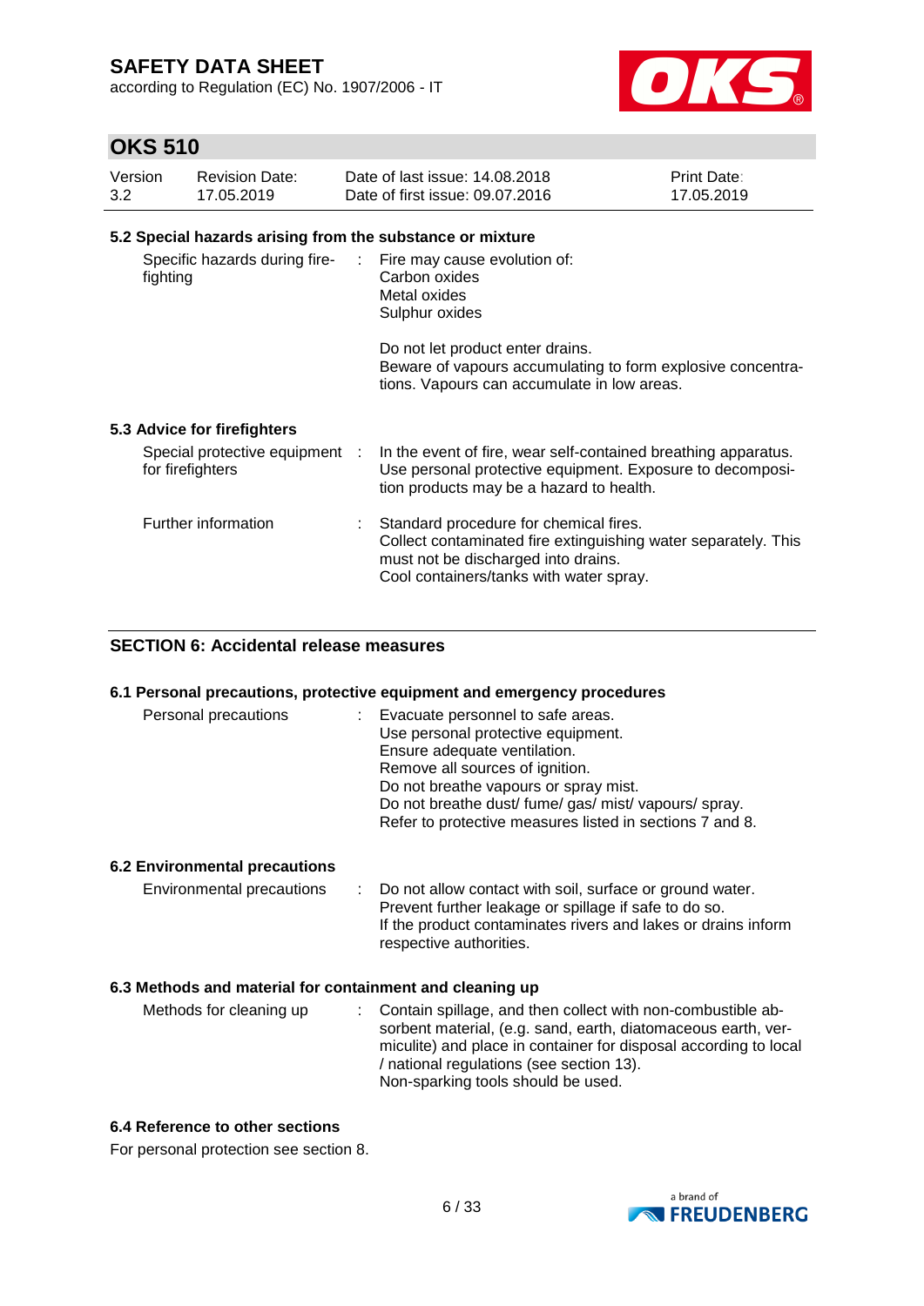### 5.2 Special hazards arising from the substance or mixture

| | |
|---|---|
| Specific hazards during fire-fighting | Fire may cause evolution of:<br>Carbon oxides<br>Metal oxides<br>Sulphur oxides<br><br>Do not let product enter drains.<br>Beware of vapours accumulating to form explosive concentrations. Vapours can accumulate in low areas. |

### 5.3 Advice for firefighters

| | |
|---|---|
| Special protective equipment for firefighters | In the event of fire, wear self-contained breathing apparatus. Use personal protective equipment. Exposure to decomposition products may be a hazard to health. |
| Further information | Standard procedure for chemical fires.<br>Collect contaminated fire extinguishing water separately. This must not be discharged into drains.<br>Cool containers/tanks with water spray. |

## SECTION 6: Accidental release measures

### 6.1 Personal precautions, protective equipment and emergency procedures

| | |
|---|---|
| Personal precautions | Evacuate personnel to safe areas.<br>Use personal protective equipment.<br>Ensure adequate ventilation.<br>Remove all sources of ignition.<br>Do not breathe vapours or spray mist.<br>Do not breathe dust/ fume/ gas/ mist/ vapours/ spray.<br>Refer to protective measures listed in sections 7 and 8. |

### 6.2 Environmental precautions

| | |
|---|---|
| Environmental precautions | Do not allow contact with soil, surface or ground water.<br>Prevent further leakage or spillage if safe to do so.<br>If the product contaminates rivers and lakes or drains inform respective authorities. |

### 6.3 Methods and material for containment and cleaning up

| | |
|---|---|
| Methods for cleaning up | Contain spillage, and then collect with non-combustible absorbent material, (e.g. sand, earth, diatomaceous earth, vermiculite) and place in container for disposal according to local / national regulations (see section 13).<br>Non-sparking tools should be used. |

### 6.4 Reference to other sections

For personal protection see section 8.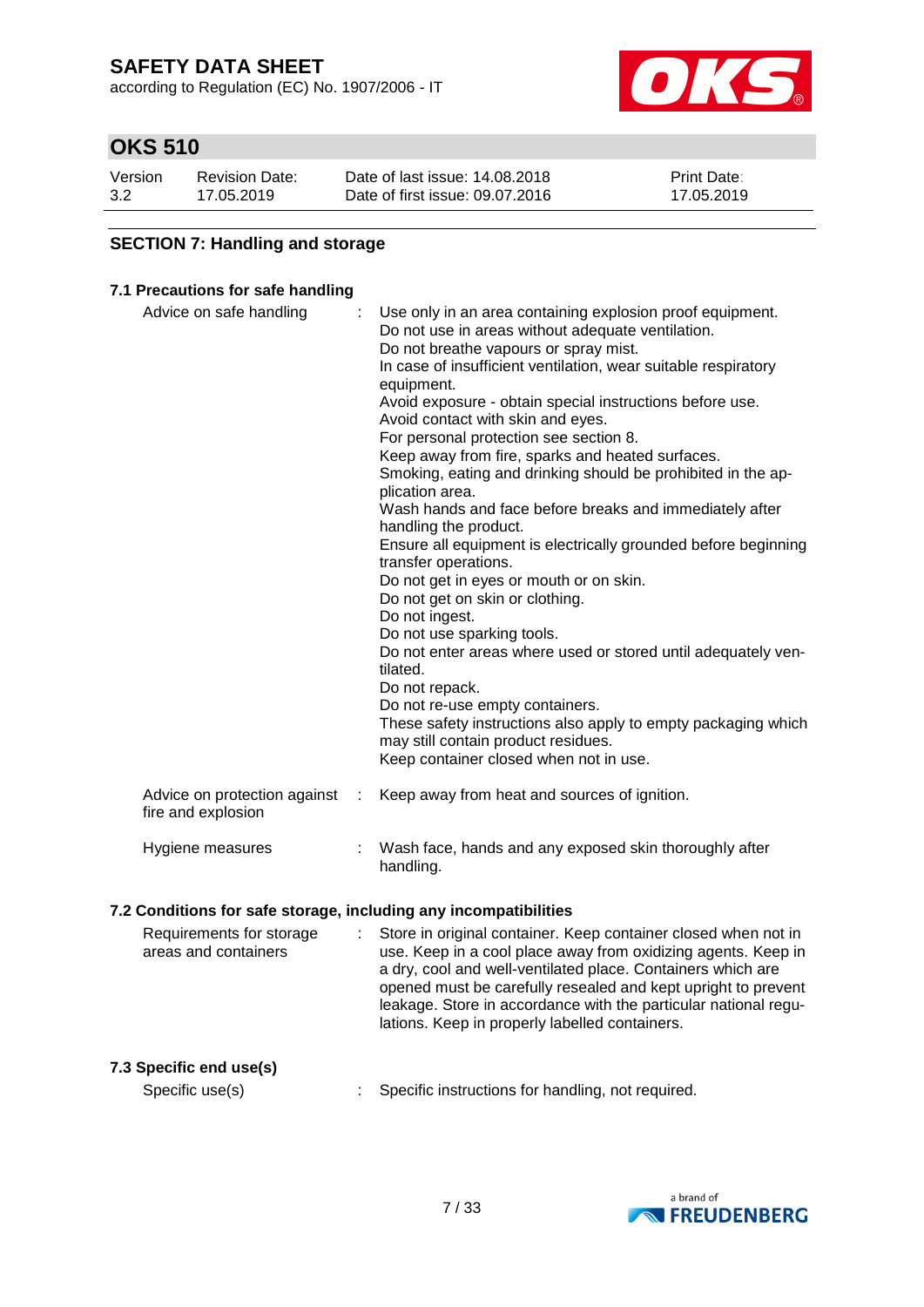## SECTION 7: Handling and storage

### 7.1 Precautions for safe handling

| | |
|---|---|
| Advice on safe handling | Use only in an area containing explosion proof equipment. Do not use in areas without adequate ventilation. Do not breathe vapours or spray mist. In case of insufficient ventilation, wear suitable respiratory equipment. Avoid exposure - obtain special instructions before use. Avoid contact with skin and eyes. For personal protection see section 8. Keep away from fire, sparks and heated surfaces. Smoking, eating and drinking should be prohibited in the application area. Wash hands and face before breaks and immediately after handling the product. Ensure all equipment is electrically grounded before beginning transfer operations. Do not get in eyes or mouth or on skin. Do not get on skin or clothing. Do not ingest. Do not use sparking tools. Do not enter areas where used or stored until adequately ventilated. Do not repack. Do not re-use empty containers. These safety instructions also apply to empty packaging which may still contain product residues. Keep container closed when not in use. |
| Advice on protection against fire and explosion | Keep away from heat and sources of ignition. |
| Hygiene measures | Wash face, hands and any exposed skin thoroughly after handling. |

### 7.2 Conditions for safe storage, including any incompatibilities

| | |
|---|---|
| Requirements for storage areas and containers | Store in original container. Keep container closed when not in use. Keep in a cool place away from oxidizing agents. Keep in a dry, cool and well-ventilated place. Containers which are opened must be carefully resealed and kept upright to prevent leakage. Store in accordance with the particular national regulations. Keep in properly labelled containers. |

### 7.3 Specific end use(s)

| | |
|---|---|
| Specific use(s) | Specific instructions for handling, not required. |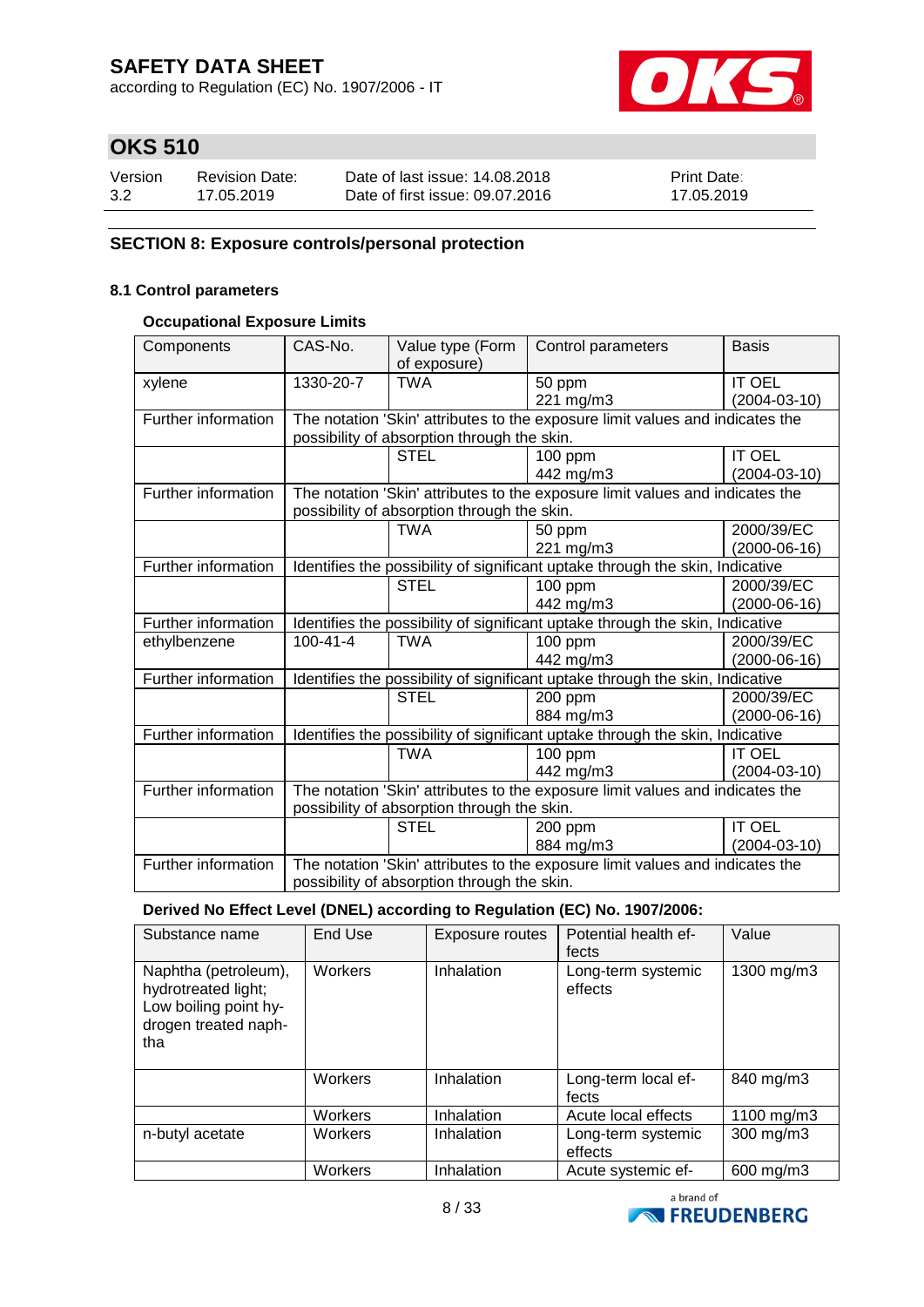## SECTION 8: Exposure controls/personal protection

### 8.1 Control parameters

#### Occupational Exposure Limits

| Components | CAS-No. | Value type (Form of exposure) | Control parameters | Basis |
|---|---|---|---|---|
| xylene | 1330-20-7 | TWA | 50 ppm<br>221 mg/m3 | IT OEL<br>(2004-03-10) |
| Further information | The notation 'Skin' attributes to the exposure limit values and indicates the possibility of absorption through the skin. | | | |
| | | STEL | 100 ppm<br>442 mg/m3 | IT OEL<br>(2004-03-10) |
| Further information | The notation 'Skin' attributes to the exposure limit values and indicates the possibility of absorption through the skin. | | | |
| | | TWA | 50 ppm<br>221 mg/m3 | 2000/39/EC<br>(2000-06-16) |
| Further information | Identifies the possibility of significant uptake through the skin, Indicative | | | |
| | | STEL | 100 ppm<br>442 mg/m3 | 2000/39/EC<br>(2000-06-16) |
| Further information | Identifies the possibility of significant uptake through the skin, Indicative | | | |
| ethylbenzene | 100-41-4 | TWA | 100 ppm<br>442 mg/m3 | 2000/39/EC<br>(2000-06-16) |
| Further information | Identifies the possibility of significant uptake through the skin, Indicative | | | |
| | | STEL | 200 ppm<br>884 mg/m3 | 2000/39/EC<br>(2000-06-16) |
| Further information | Identifies the possibility of significant uptake through the skin, Indicative | | | |
| | | TWA | 100 ppm<br>442 mg/m3 | IT OEL<br>(2004-03-10) |
| Further information | The notation 'Skin' attributes to the exposure limit values and indicates the possibility of absorption through the skin. | | | |
| | | STEL | 200 ppm<br>884 mg/m3 | IT OEL<br>(2004-03-10) |
| Further information | The notation 'Skin' attributes to the exposure limit values and indicates the possibility of absorption through the skin. | | | |

#### Derived No Effect Level (DNEL) according to Regulation (EC) No. 1907/2006:

| Substance name | End Use | Exposure routes | Potential health effects | Value |
|---|---|---|---|---|
| Naphtha (petroleum), hydrotreated light; Low boiling point hydrogen treated naphtha | Workers | Inhalation | Long-term systemic effects | 1300 mg/m3 |
| | Workers | Inhalation | Long-term local effects | 840 mg/m3 |
| | Workers | Inhalation | Acute local effects | 1100 mg/m3 |
| n-butyl acetate | Workers | Inhalation | Long-term systemic effects | 300 mg/m3 |
| | Workers | Inhalation | Acute systemic ef- | 600 mg/m3 |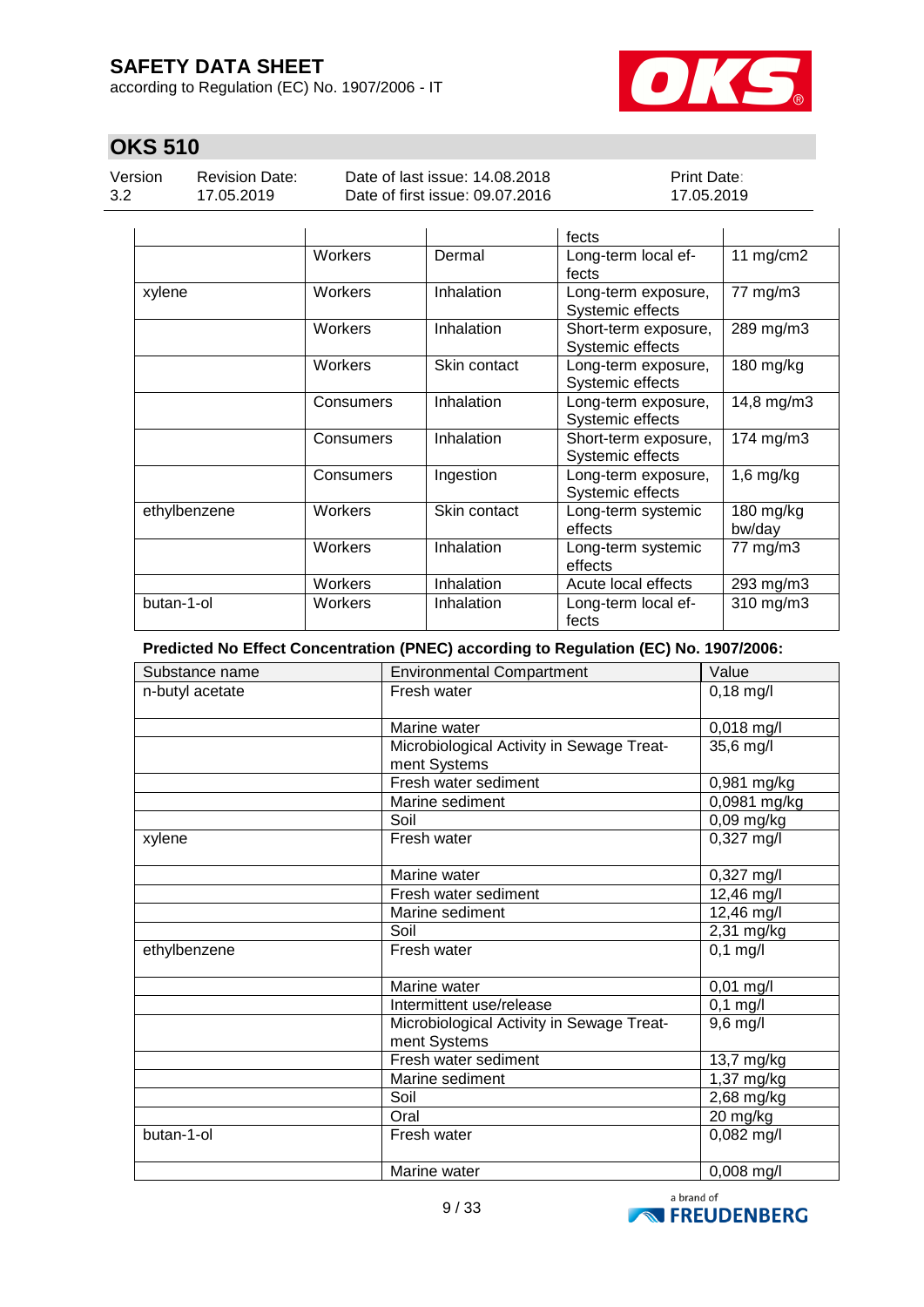| | | | fects | |
|---|---|---|---|---|
| | Workers | Dermal | Long-term local effects | 11 mg/cm2 |
| xylene | Workers | Inhalation | Long-term exposure, Systemic effects | 77 mg/m3 |
| | Workers | Inhalation | Short-term exposure, Systemic effects | 289 mg/m3 |
| | Workers | Skin contact | Long-term exposure, Systemic effects | 180 mg/kg |
| | Consumers | Inhalation | Long-term exposure, Systemic effects | 14,8 mg/m3 |
| | Consumers | Inhalation | Short-term exposure, Systemic effects | 174 mg/m3 |
| | Consumers | Ingestion | Long-term exposure, Systemic effects | 1,6 mg/kg |
| ethylbenzene | Workers | Skin contact | Long-term systemic effects | 180 mg/kg bw/day |
| | Workers | Inhalation | Long-term systemic effects | 77 mg/m3 |
| | Workers | Inhalation | Acute local effects | 293 mg/m3 |
| butan-1-ol | Workers | Inhalation | Long-term local effects | 310 mg/m3 |

**Predicted No Effect Concentration (PNEC) according to Regulation (EC) No. 1907/2006:**

| Substance name | Environmental Compartment | Value |
|---|---|---|
| n-butyl acetate | Fresh water | 0,18 mg/l |
| | Marine water | 0,018 mg/l |
| | Microbiological Activity in Sewage Treatment Systems | 35,6 mg/l |
| | Fresh water sediment | 0,981 mg/kg |
| | Marine sediment | 0,0981 mg/kg |
| | Soil | 0,09 mg/kg |
| xylene | Fresh water | 0,327 mg/l |
| | Marine water | 0,327 mg/l |
| | Fresh water sediment | 12,46 mg/l |
| | Marine sediment | 12,46 mg/l |
| | Soil | 2,31 mg/kg |
| ethylbenzene | Fresh water | 0,1 mg/l |
| | Marine water | 0,01 mg/l |
| | Intermittent use/release | 0,1 mg/l |
| | Microbiological Activity in Sewage Treatment Systems | 9,6 mg/l |
| | Fresh water sediment | 13,7 mg/kg |
| | Marine sediment | 1,37 mg/kg |
| | Soil | 2,68 mg/kg |
| | Oral | 20 mg/kg |
| butan-1-ol | Fresh water | 0,082 mg/l |
| | Marine water | 0,008 mg/l |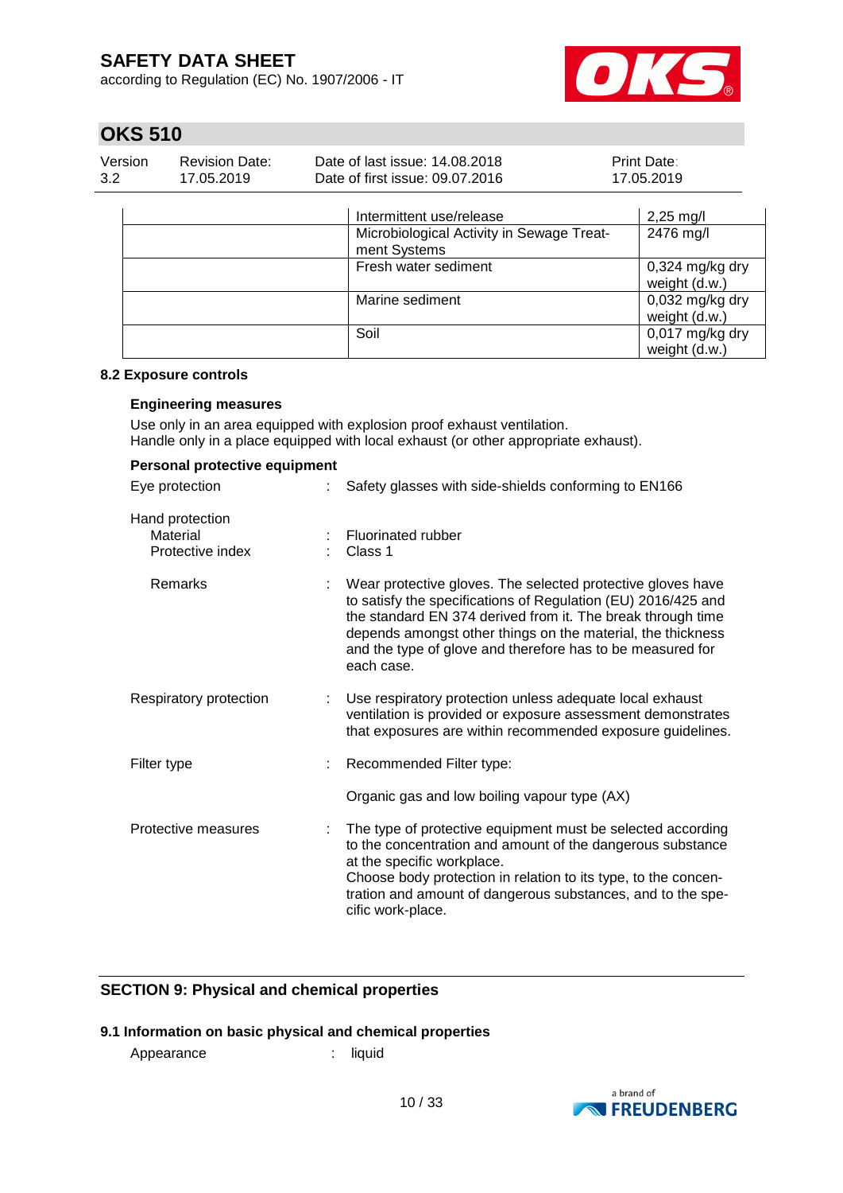| | | |
|---|---|---|
| | Intermittent use/release | 2,25 mg/l |
| | Microbiological Activity in Sewage Treatment Systems | 2476 mg/l |
| | Fresh water sediment | 0,324 mg/kg dry weight (d.w.) |
| | Marine sediment | 0,032 mg/kg dry weight (d.w.) |
| | Soil | 0,017 mg/kg dry weight (d.w.) |

### 8.2 Exposure controls

#### Engineering measures

Use only in an area equipped with explosion proof exhaust ventilation.
Handle only in a place equipped with local exhaust (or other appropriate exhaust).

#### Personal protective equipment

Eye protection : Safety glasses with side-shields conforming to EN166

Hand protection
- Material : Fluorinated rubber
- Protective index : Class 1
- Remarks : Wear protective gloves. The selected protective gloves have to satisfy the specifications of Regulation (EU) 2016/425 and the standard EN 374 derived from it. The break through time depends amongst other things on the material, the thickness and the type of glove and therefore has to be measured for each case.

Respiratory protection : Use respiratory protection unless adequate local exhaust ventilation is provided or exposure assessment demonstrates that exposures are within recommended exposure guidelines.

Filter type : Recommended Filter type:

Organic gas and low boiling vapour type (AX)

Protective measures : The type of protective equipment must be selected according to the concentration and amount of the dangerous substance at the specific workplace.
Choose body protection in relation to its type, to the concentration and amount of dangerous substances, and to the specific work-place.

## SECTION 9: Physical and chemical properties

### 9.1 Information on basic physical and chemical properties

Appearance : liquid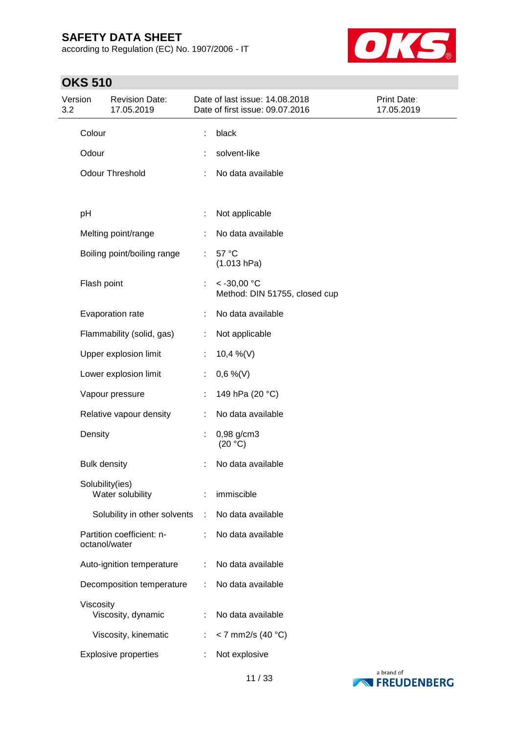# OKS 510

| Version | Revision Date: | Date of last issue: 14.08.2018 | Print Date: |
|---|---|---|---|
| 3.2 | 17.05.2019 | Date of first issue: 09.07.2016 | 17.05.2019 |

| | | |
|---|---|---|
| Colour | : | black |
| Odour | : | solvent-like |
| Odour Threshold | : | No data available |
| pH | : | Not applicable |
| Melting point/range | : | No data available |
| Boiling point/boiling range | : | 57 °C<br>(1.013 hPa) |
| Flash point | : | < -30,00 °C<br>Method: DIN 51755, closed cup |
| Evaporation rate | : | No data available |
| Flammability (solid, gas) | : | Not applicable |
| Upper explosion limit | : | 10,4 %(V) |
| Lower explosion limit | : | 0,6 %(V) |
| Vapour pressure | : | 149 hPa (20 °C) |
| Relative vapour density | : | No data available |
| Density | : | 0,98 g/cm3<br>(20 °C) |
| Bulk density | : | No data available |
| Solubility(ies)<br>Water solubility | : | immiscible |
| Solubility in other solvents | : | No data available |
| Partition coefficient: n-octanol/water | : | No data available |
| Auto-ignition temperature | : | No data available |
| Decomposition temperature | : | No data available |
| Viscosity<br>Viscosity, dynamic | : | No data available |
| Viscosity, kinematic | : | < 7 mm2/s (40 °C) |
| Explosive properties | : | Not explosive |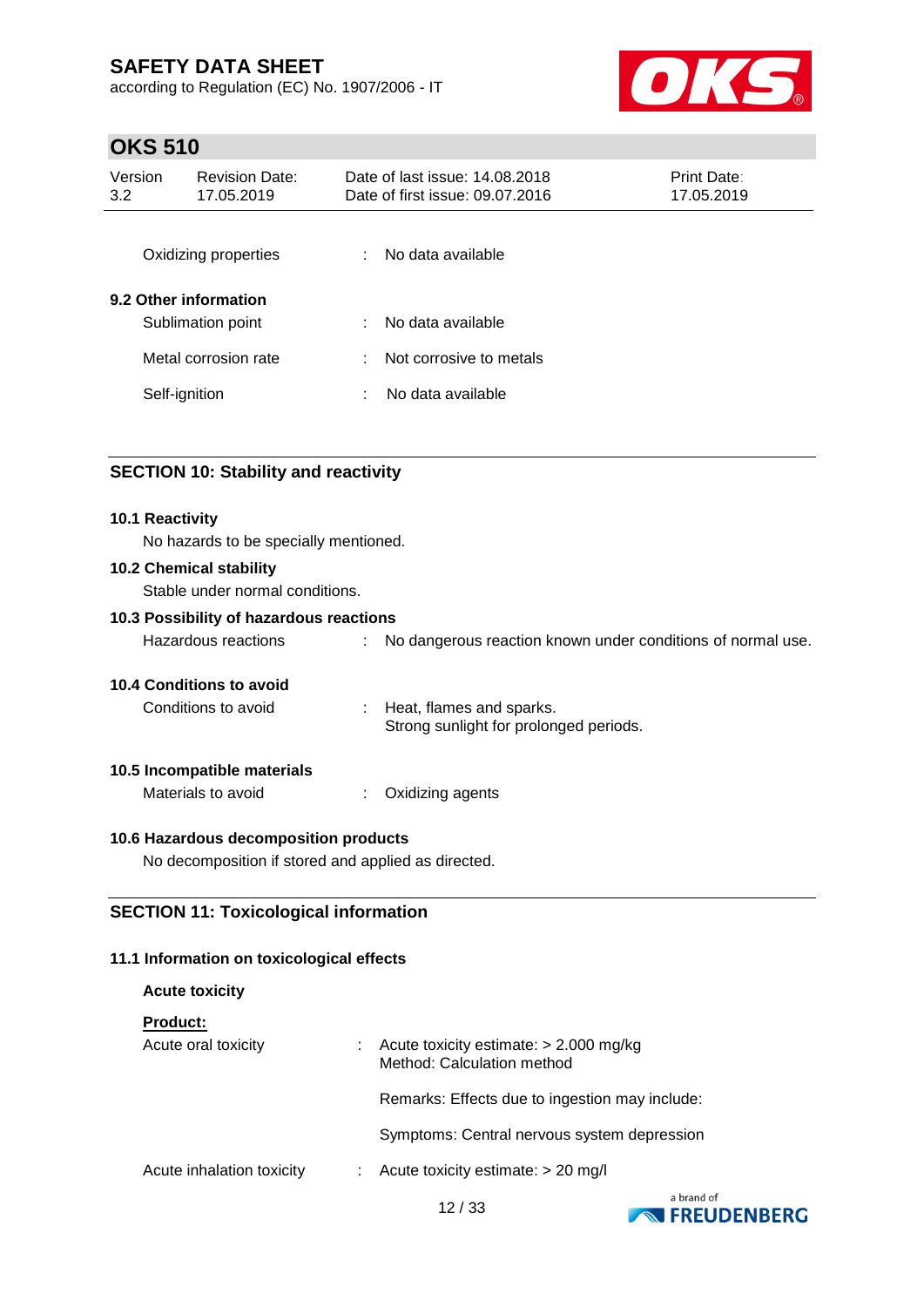Oxidizing properties : No data available

### 9.2 Other information

Sublimation point : No data available

Metal corrosion rate : Not corrosive to metals

Self-ignition : No data available

## SECTION 10: Stability and reactivity

### 10.1 Reactivity

No hazards to be specially mentioned.

### 10.2 Chemical stability

Stable under normal conditions.

### 10.3 Possibility of hazardous reactions

Hazardous reactions : No dangerous reaction known under conditions of normal use.

### 10.4 Conditions to avoid

Conditions to avoid : Heat, flames and sparks.
Strong sunlight for prolonged periods.

### 10.5 Incompatible materials

Materials to avoid : Oxidizing agents

### 10.6 Hazardous decomposition products

No decomposition if stored and applied as directed.

## SECTION 11: Toxicological information

### 11.1 Information on toxicological effects

**Acute toxicity**

**Product:**

Acute oral toxicity : Acute toxicity estimate: > 2.000 mg/kg
Method: Calculation method

Remarks: Effects due to ingestion may include:

Symptoms: Central nervous system depression

Acute inhalation toxicity : Acute toxicity estimate: > 20 mg/l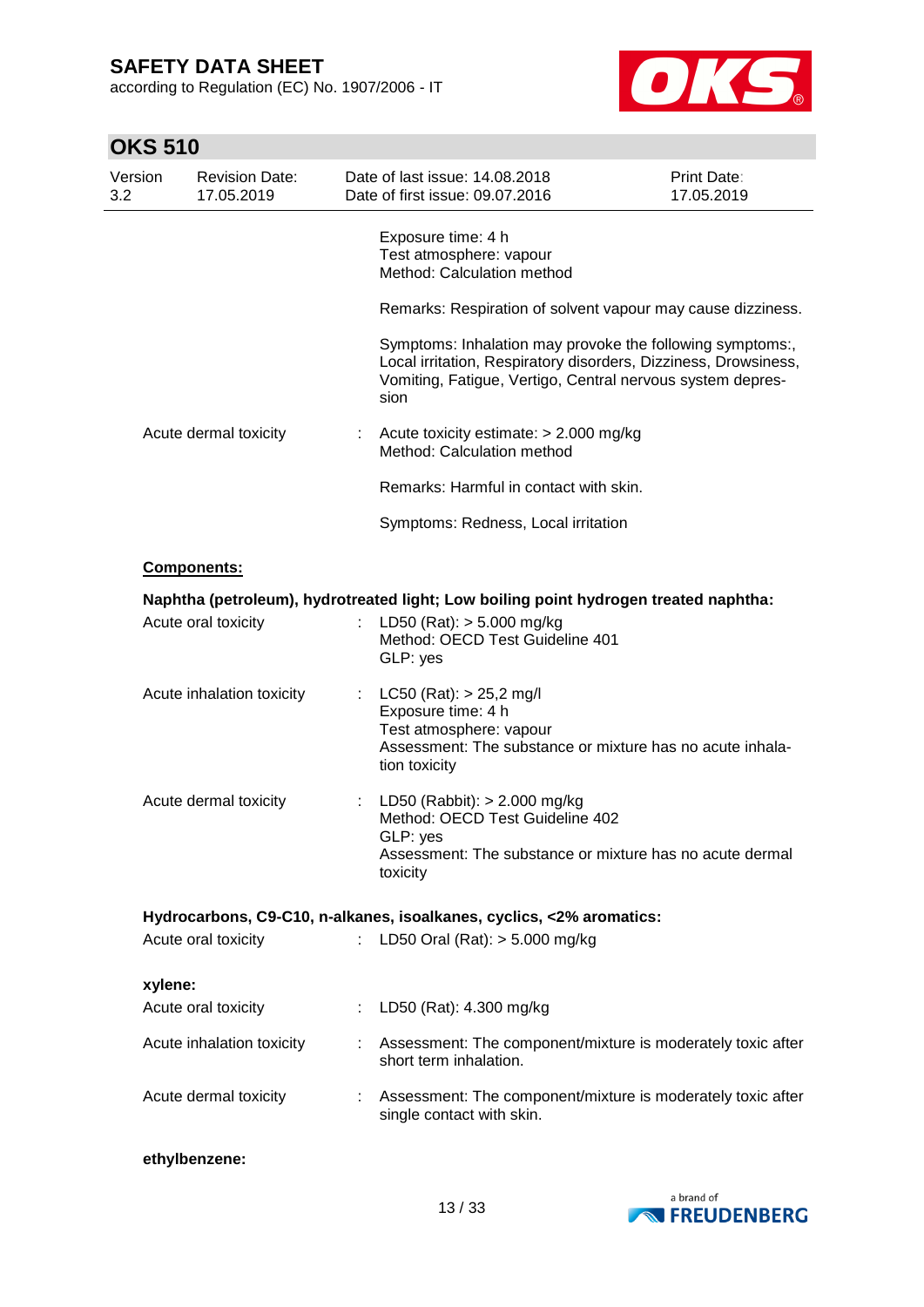Exposure time: 4 h
Test atmosphere: vapour
Method: Calculation method

Remarks: Respiration of solvent vapour may cause dizziness.

Symptoms: Inhalation may provoke the following symptoms:, Local irritation, Respiratory disorders, Dizziness, Drowsiness, Vomiting, Fatigue, Vertigo, Central nervous system depression

Acute dermal toxicity : Acute toxicity estimate: > 2.000 mg/kg
Method: Calculation method

Remarks: Harmful in contact with skin.

Symptoms: Redness, Local irritation

**Components:**

**Naphtha (petroleum), hydrotreated light; Low boiling point hydrogen treated naphtha:**

Acute oral toxicity : LD50 (Rat): > 5.000 mg/kg
Method: OECD Test Guideline 401
GLP: yes

Acute inhalation toxicity : LC50 (Rat): > 25,2 mg/l
Exposure time: 4 h
Test atmosphere: vapour
Assessment: The substance or mixture has no acute inhalation toxicity

Acute dermal toxicity : LD50 (Rabbit): > 2.000 mg/kg
Method: OECD Test Guideline 402
GLP: yes
Assessment: The substance or mixture has no acute dermal toxicity

**Hydrocarbons, C9-C10, n-alkanes, isoalkanes, cyclics, <2% aromatics:**

Acute oral toxicity : LD50 Oral (Rat): > 5.000 mg/kg

**xylene:**

Acute oral toxicity : LD50 (Rat): 4.300 mg/kg

Acute inhalation toxicity : Assessment: The component/mixture is moderately toxic after short term inhalation.

Acute dermal toxicity : Assessment: The component/mixture is moderately toxic after single contact with skin.

**ethylbenzene:**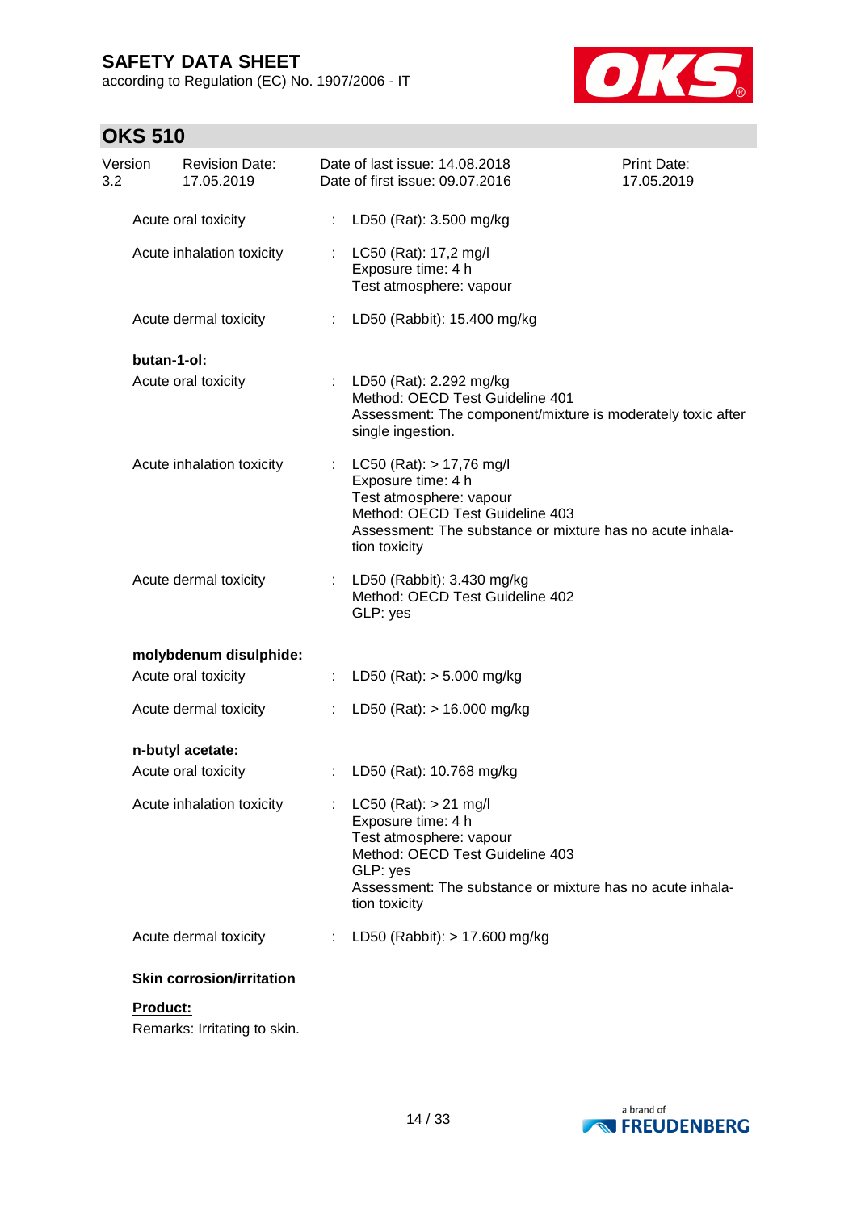Acute oral toxicity : LD50 (Rat): 3.500 mg/kg

Acute inhalation toxicity : LC50 (Rat): 17,2 mg/l
Exposure time: 4 h
Test atmosphere: vapour

Acute dermal toxicity : LD50 (Rabbit): 15.400 mg/kg

**butan-1-ol:**

Acute oral toxicity : LD50 (Rat): 2.292 mg/kg
Method: OECD Test Guideline 401
Assessment: The component/mixture is moderately toxic after single ingestion.

Acute inhalation toxicity : LC50 (Rat): > 17,76 mg/l
Exposure time: 4 h
Test atmosphere: vapour
Method: OECD Test Guideline 403
Assessment: The substance or mixture has no acute inhalation toxicity

Acute dermal toxicity : LD50 (Rabbit): 3.430 mg/kg
Method: OECD Test Guideline 402
GLP: yes

**molybdenum disulphide:**

Acute oral toxicity : LD50 (Rat): > 5.000 mg/kg

Acute dermal toxicity : LD50 (Rat): > 16.000 mg/kg

**n-butyl acetate:**

Acute oral toxicity : LD50 (Rat): 10.768 mg/kg

Acute inhalation toxicity : LC50 (Rat): > 21 mg/l
Exposure time: 4 h
Test atmosphere: vapour
Method: OECD Test Guideline 403
GLP: yes
Assessment: The substance or mixture has no acute inhalation toxicity

Acute dermal toxicity : LD50 (Rabbit): > 17.600 mg/kg

**Skin corrosion/irritation**

**Product:**

Remarks: Irritating to skin.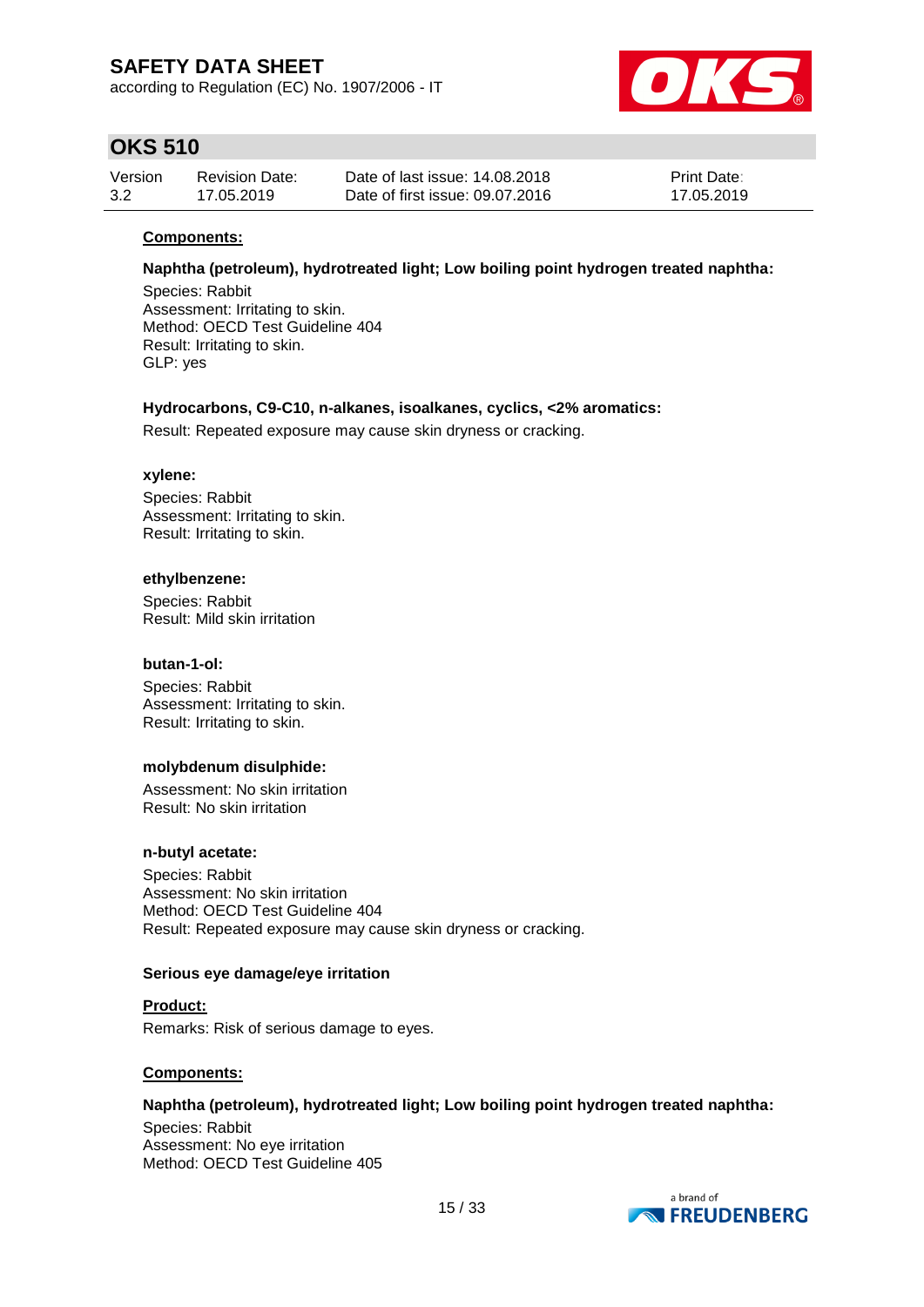**Components:**

**Naphtha (petroleum), hydrotreated light; Low boiling point hydrogen treated naphtha:**

Species: Rabbit
Assessment: Irritating to skin.
Method: OECD Test Guideline 404
Result: Irritating to skin.
GLP: yes

**Hydrocarbons, C9-C10, n-alkanes, isoalkanes, cyclics, <2% aromatics:**

Result: Repeated exposure may cause skin dryness or cracking.

**xylene:**

Species: Rabbit
Assessment: Irritating to skin.
Result: Irritating to skin.

**ethylbenzene:**

Species: Rabbit
Result: Mild skin irritation

**butan-1-ol:**

Species: Rabbit
Assessment: Irritating to skin.
Result: Irritating to skin.

**molybdenum disulphide:**

Assessment: No skin irritation
Result: No skin irritation

**n-butyl acetate:**

Species: Rabbit
Assessment: No skin irritation
Method: OECD Test Guideline 404
Result: Repeated exposure may cause skin dryness or cracking.

**Serious eye damage/eye irritation**

**Product:**

Remarks: Risk of serious damage to eyes.

**Components:**

**Naphtha (petroleum), hydrotreated light; Low boiling point hydrogen treated naphtha:**

Species: Rabbit
Assessment: No eye irritation
Method: OECD Test Guideline 405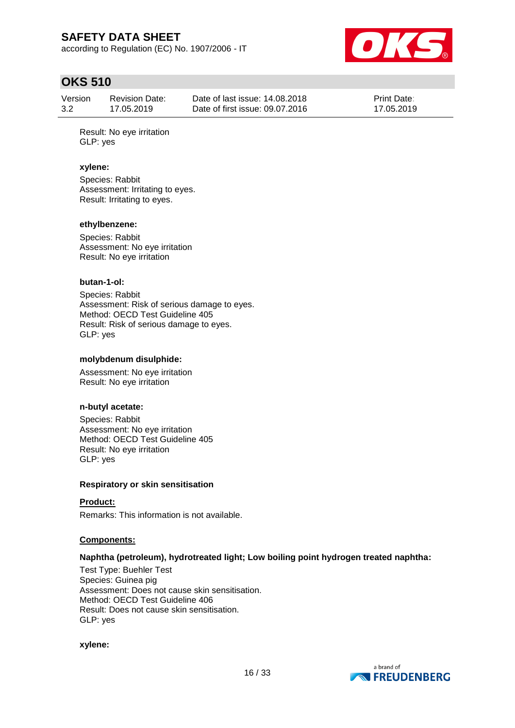Result: No eye irritation
GLP: yes

**xylene:**

Species: Rabbit
Assessment: Irritating to eyes.
Result: Irritating to eyes.

**ethylbenzene:**

Species: Rabbit
Assessment: No eye irritation
Result: No eye irritation

**butan-1-ol:**

Species: Rabbit
Assessment: Risk of serious damage to eyes.
Method: OECD Test Guideline 405
Result: Risk of serious damage to eyes.
GLP: yes

**molybdenum disulphide:**

Assessment: No eye irritation
Result: No eye irritation

**n-butyl acetate:**

Species: Rabbit
Assessment: No eye irritation
Method: OECD Test Guideline 405
Result: No eye irritation
GLP: yes

**Respiratory or skin sensitisation**

**Product:**

Remarks: This information is not available.

**Components:**

**Naphtha (petroleum), hydrotreated light; Low boiling point hydrogen treated naphtha:**

Test Type: Buehler Test
Species: Guinea pig
Assessment: Does not cause skin sensitisation.
Method: OECD Test Guideline 406
Result: Does not cause skin sensitisation.
GLP: yes

**xylene:**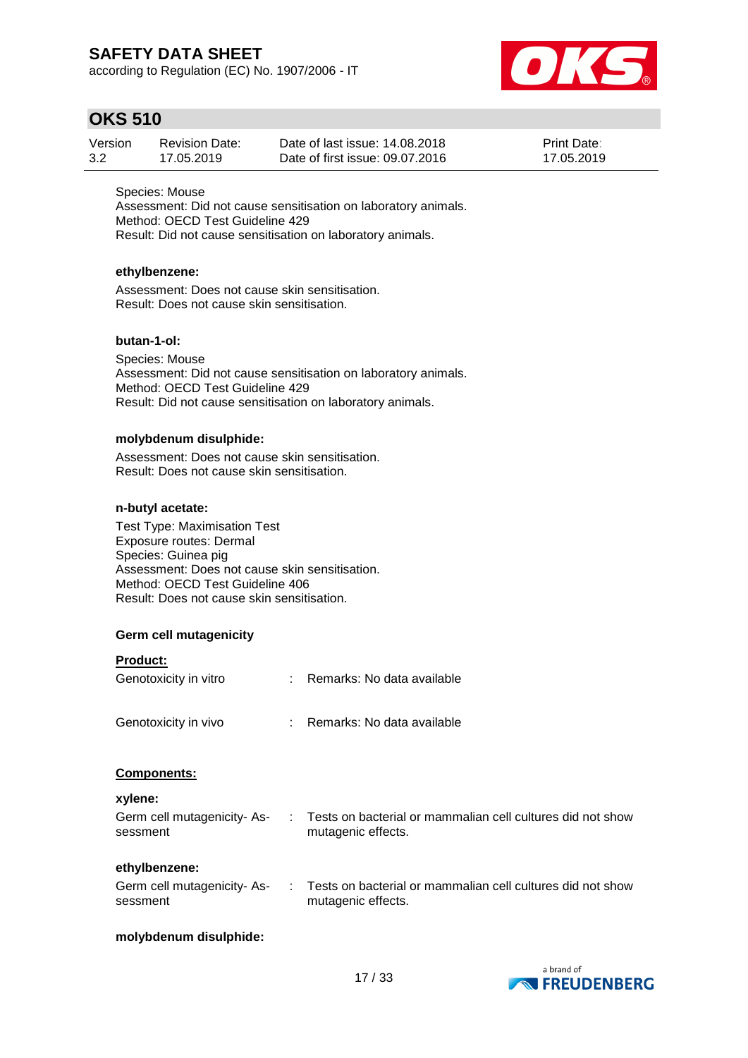Species: Mouse
Assessment: Did not cause sensitisation on laboratory animals.
Method: OECD Test Guideline 429
Result: Did not cause sensitisation on laboratory animals.

**ethylbenzene:**

Assessment: Does not cause skin sensitisation.
Result: Does not cause skin sensitisation.

**butan-1-ol:**

Species: Mouse
Assessment: Did not cause sensitisation on laboratory animals.
Method: OECD Test Guideline 429
Result: Did not cause sensitisation on laboratory animals.

**molybdenum disulphide:**

Assessment: Does not cause skin sensitisation.
Result: Does not cause skin sensitisation.

**n-butyl acetate:**

Test Type: Maximisation Test
Exposure routes: Dermal
Species: Guinea pig
Assessment: Does not cause skin sensitisation.
Method: OECD Test Guideline 406
Result: Does not cause skin sensitisation.

**Germ cell mutagenicity**

**Product:**

| | | |
|---|---|---|
| Genotoxicity in vitro | : | Remarks: No data available |
| Genotoxicity in vivo | : | Remarks: No data available |

**Components:**

**xylene:**

| | | |
|---|---|---|
| Germ cell mutagenicity- Assessment | : | Tests on bacterial or mammalian cell cultures did not show mutagenic effects. |

**ethylbenzene:**

| | | |
|---|---|---|
| Germ cell mutagenicity- Assessment | : | Tests on bacterial or mammalian cell cultures did not show mutagenic effects. |

**molybdenum disulphide:**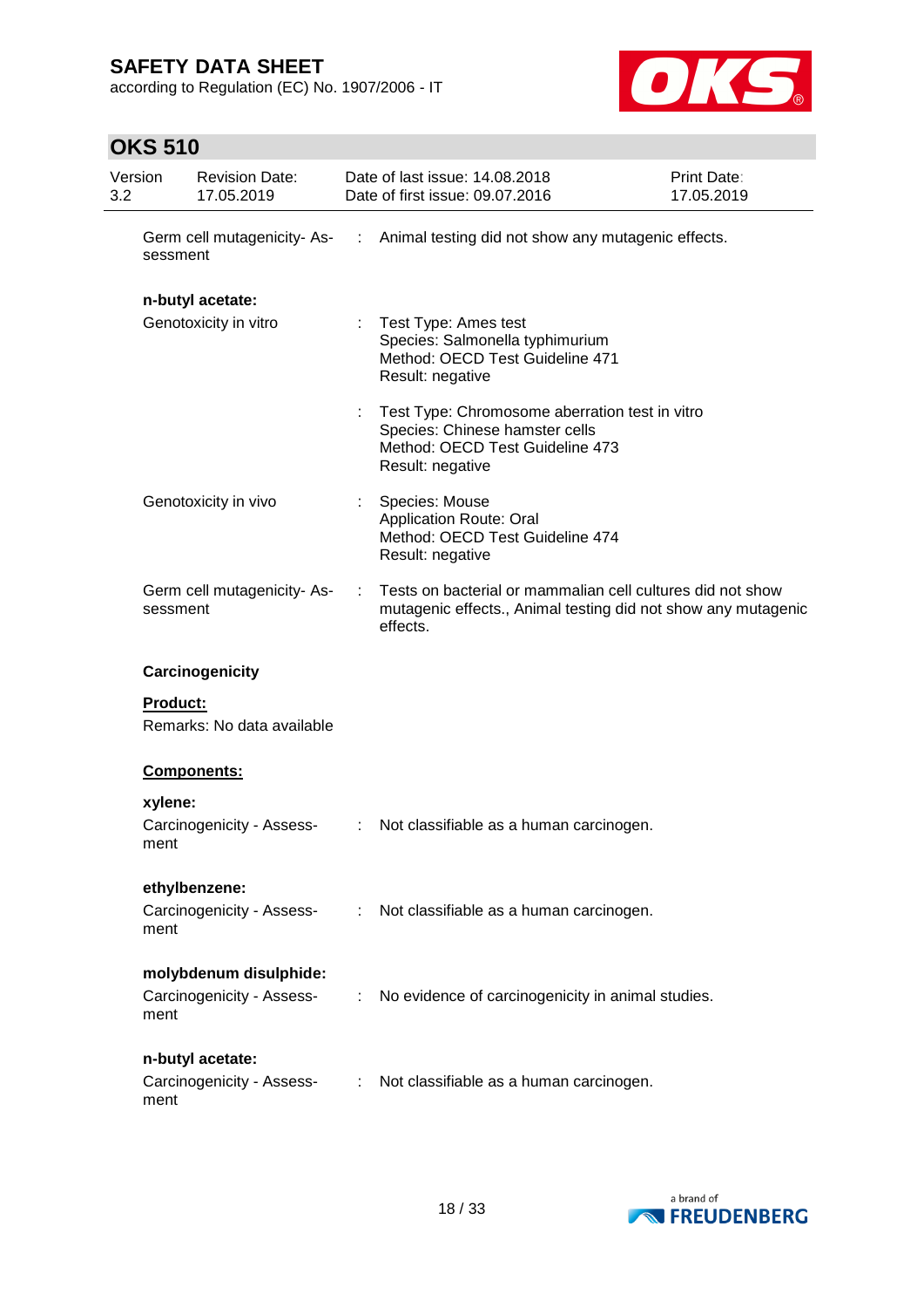Germ cell mutagenicity- Assessment : Animal testing did not show any mutagenic effects.

**n-butyl acetate:**

Genotoxicity in vitro : Test Type: Ames test
Species: Salmonella typhimurium
Method: OECD Test Guideline 471
Result: negative

: Test Type: Chromosome aberration test in vitro
Species: Chinese hamster cells
Method: OECD Test Guideline 473
Result: negative

Genotoxicity in vivo : Species: Mouse
Application Route: Oral
Method: OECD Test Guideline 474
Result: negative

Germ cell mutagenicity- Assessment : Tests on bacterial or mammalian cell cultures did not show mutagenic effects., Animal testing did not show any mutagenic effects.

**Carcinogenicity**

**Product:**

Remarks: No data available

**Components:**

**xylene:**

Carcinogenicity - Assessment : Not classifiable as a human carcinogen.

**ethylbenzene:**

Carcinogenicity - Assessment : Not classifiable as a human carcinogen.

**molybdenum disulphide:**

Carcinogenicity - Assessment : No evidence of carcinogenicity in animal studies.

**n-butyl acetate:**

Carcinogenicity - Assessment : Not classifiable as a human carcinogen.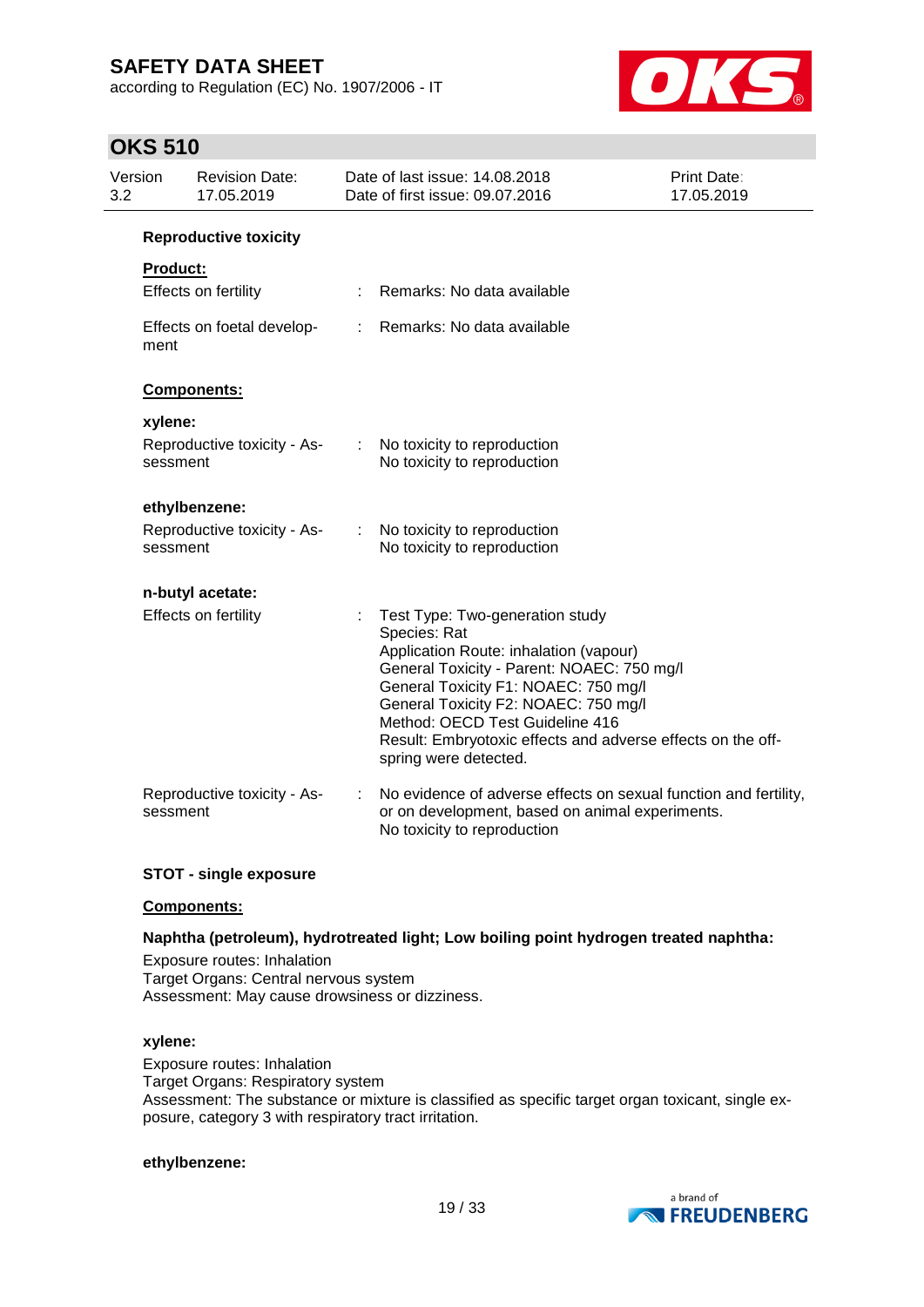**Reproductive toxicity**

**Product:**

| | | |
|---|---|---|
| Effects on fertility | : | Remarks: No data available |
| Effects on foetal development | : | Remarks: No data available |

**Components:**

**xylene:**

| | | |
|---|---|---|
| Reproductive toxicity - Assessment | : | No toxicity to reproduction<br>No toxicity to reproduction |

**ethylbenzene:**

| | | |
|---|---|---|
| Reproductive toxicity - Assessment | : | No toxicity to reproduction<br>No toxicity to reproduction |

**n-butyl acetate:**

| | | |
|---|---|---|
| Effects on fertility | : | Test Type: Two-generation study<br>Species: Rat<br>Application Route: inhalation (vapour)<br>General Toxicity - Parent: NOAEC: 750 mg/l<br>General Toxicity F1: NOAEC: 750 mg/l<br>General Toxicity F2: NOAEC: 750 mg/l<br>Method: OECD Test Guideline 416<br>Result: Embryotoxic effects and adverse effects on the offspring were detected. |
| Reproductive toxicity - Assessment | : | No evidence of adverse effects on sexual function and fertility, or on development, based on animal experiments.<br>No toxicity to reproduction |

**STOT - single exposure**

**Components:**

**Naphtha (petroleum), hydrotreated light; Low boiling point hydrogen treated naphtha:**

Exposure routes: Inhalation
Target Organs: Central nervous system
Assessment: May cause drowsiness or dizziness.

**xylene:**

Exposure routes: Inhalation
Target Organs: Respiratory system
Assessment: The substance or mixture is classified as specific target organ toxicant, single exposure, category 3 with respiratory tract irritation.

**ethylbenzene:**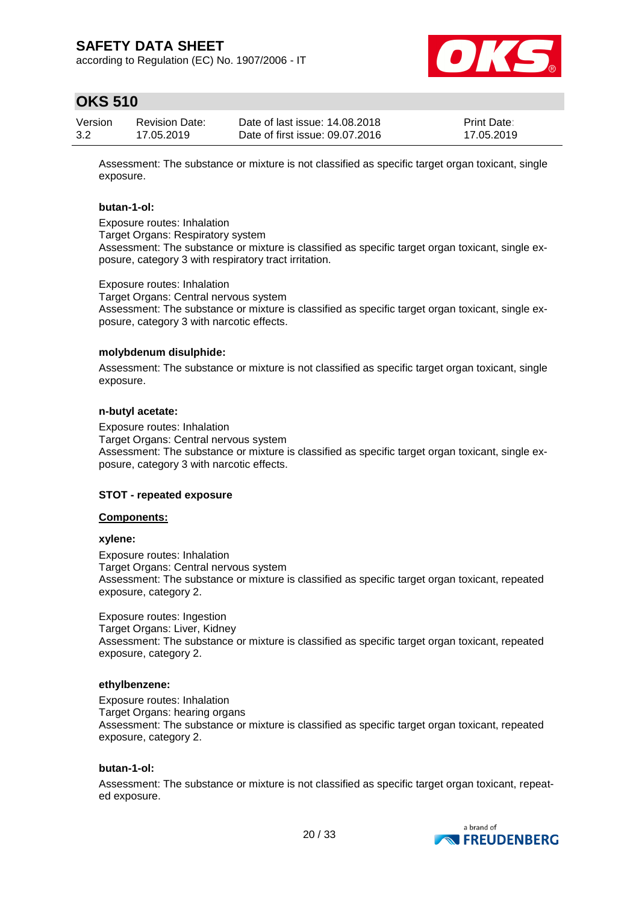Assessment: The substance or mixture is not classified as specific target organ toxicant, single exposure.

**butan-1-ol:**

Exposure routes: Inhalation
Target Organs: Respiratory system
Assessment: The substance or mixture is classified as specific target organ toxicant, single exposure, category 3 with respiratory tract irritation.

Exposure routes: Inhalation
Target Organs: Central nervous system
Assessment: The substance or mixture is classified as specific target organ toxicant, single exposure, category 3 with narcotic effects.

**molybdenum disulphide:**

Assessment: The substance or mixture is not classified as specific target organ toxicant, single exposure.

**n-butyl acetate:**

Exposure routes: Inhalation
Target Organs: Central nervous system
Assessment: The substance or mixture is classified as specific target organ toxicant, single exposure, category 3 with narcotic effects.

**STOT - repeated exposure**

**Components:**

**xylene:**

Exposure routes: Inhalation
Target Organs: Central nervous system
Assessment: The substance or mixture is classified as specific target organ toxicant, repeated exposure, category 2.

Exposure routes: Ingestion
Target Organs: Liver, Kidney
Assessment: The substance or mixture is classified as specific target organ toxicant, repeated exposure, category 2.

**ethylbenzene:**

Exposure routes: Inhalation
Target Organs: hearing organs
Assessment: The substance or mixture is classified as specific target organ toxicant, repeated exposure, category 2.

**butan-1-ol:**

Assessment: The substance or mixture is not classified as specific target organ toxicant, repeated exposure.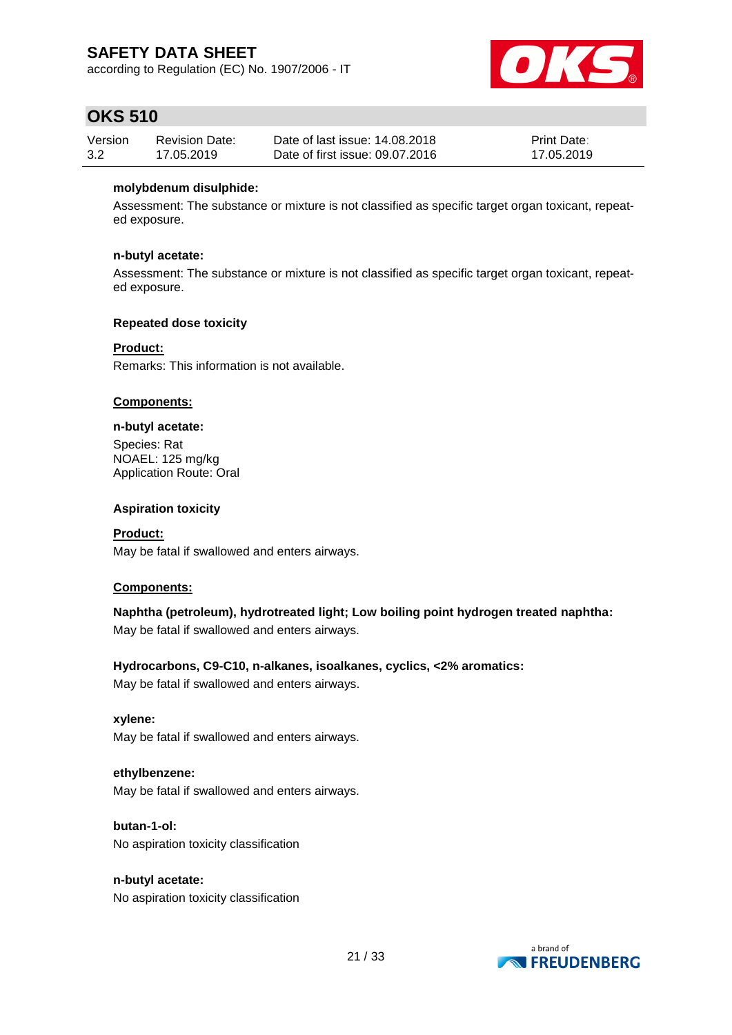**molybdenum disulphide:**

Assessment: The substance or mixture is not classified as specific target organ toxicant, repeated exposure.

**n-butyl acetate:**

Assessment: The substance or mixture is not classified as specific target organ toxicant, repeated exposure.

**Repeated dose toxicity**

**Product:**

Remarks: This information is not available.

**Components:**

**n-butyl acetate:**

Species: Rat
NOAEL: 125 mg/kg
Application Route: Oral

**Aspiration toxicity**

**Product:**

May be fatal if swallowed and enters airways.

**Components:**

**Naphtha (petroleum), hydrotreated light; Low boiling point hydrogen treated naphtha:**

May be fatal if swallowed and enters airways.

**Hydrocarbons, C9-C10, n-alkanes, isoalkanes, cyclics, <2% aromatics:**

May be fatal if swallowed and enters airways.

**xylene:**

May be fatal if swallowed and enters airways.

**ethylbenzene:**

May be fatal if swallowed and enters airways.

**butan-1-ol:**

No aspiration toxicity classification

**n-butyl acetate:**

No aspiration toxicity classification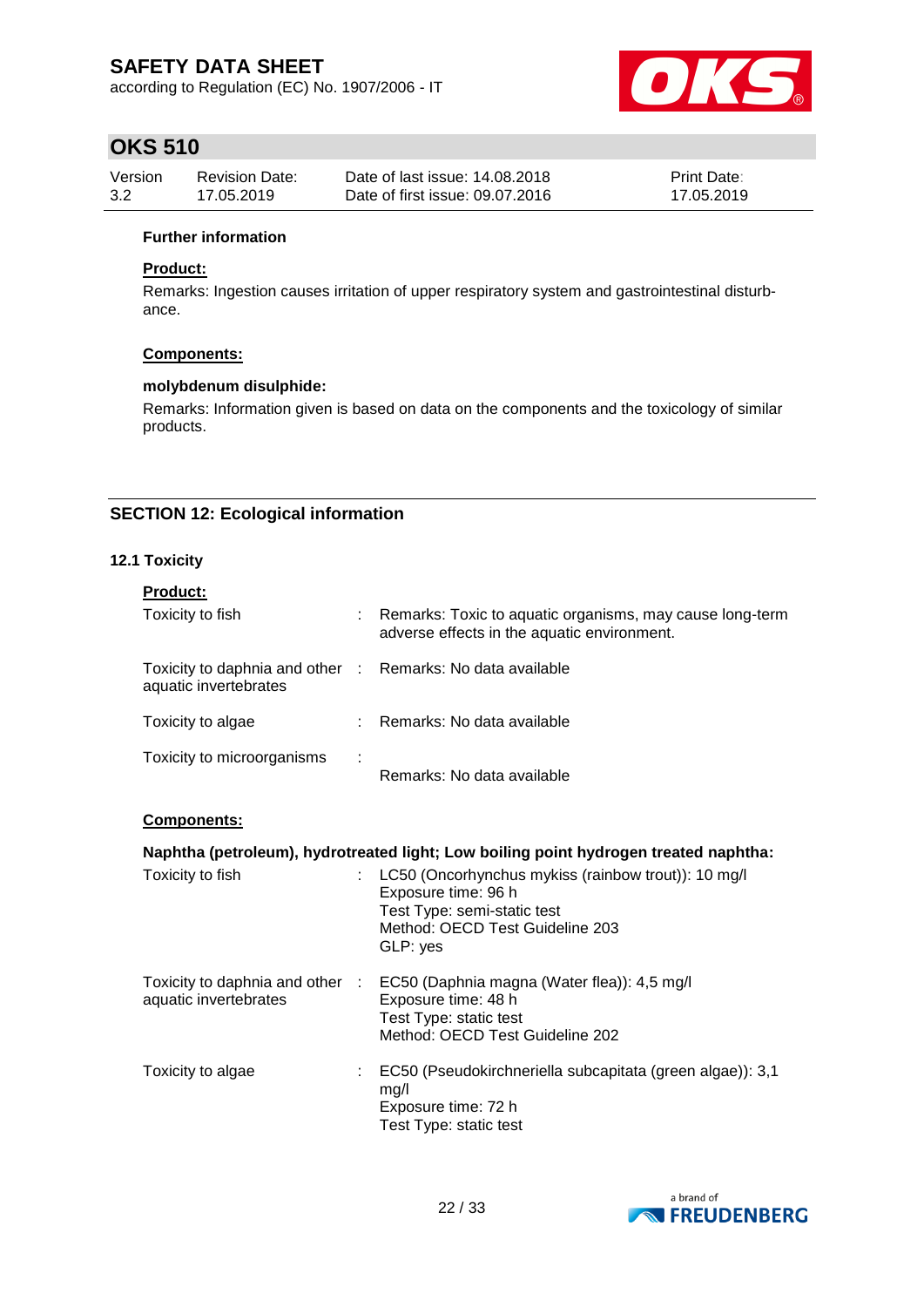**Further information**

**Product:**

Remarks: Ingestion causes irritation of upper respiratory system and gastrointestinal disturbance.

**Components:**

**molybdenum disulphide:**

Remarks: Information given is based on data on the components and the toxicology of similar products.

## SECTION 12: Ecological information

### 12.1 Toxicity

**Product:**

| | | |
|---|---|---|
| Toxicity to fish | : | Remarks: Toxic to aquatic organisms, may cause long-term adverse effects in the aquatic environment. |
| Toxicity to daphnia and other aquatic invertebrates | : | Remarks: No data available |
| Toxicity to algae | : | Remarks: No data available |
| Toxicity to microorganisms | : | Remarks: No data available |

**Components:**

**Naphtha (petroleum), hydrotreated light; Low boiling point hydrogen treated naphtha:**

| | | |
|---|---|---|
| Toxicity to fish | : | LC50 (Oncorhynchus mykiss (rainbow trout)): 10 mg/l<br>Exposure time: 96 h<br>Test Type: semi-static test<br>Method: OECD Test Guideline 203<br>GLP: yes |
| Toxicity to daphnia and other aquatic invertebrates | : | EC50 (Daphnia magna (Water flea)): 4,5 mg/l<br>Exposure time: 48 h<br>Test Type: static test<br>Method: OECD Test Guideline 202 |
| Toxicity to algae | : | EC50 (Pseudokirchneriella subcapitata (green algae)): 3,1 mg/l<br>Exposure time: 72 h<br>Test Type: static test |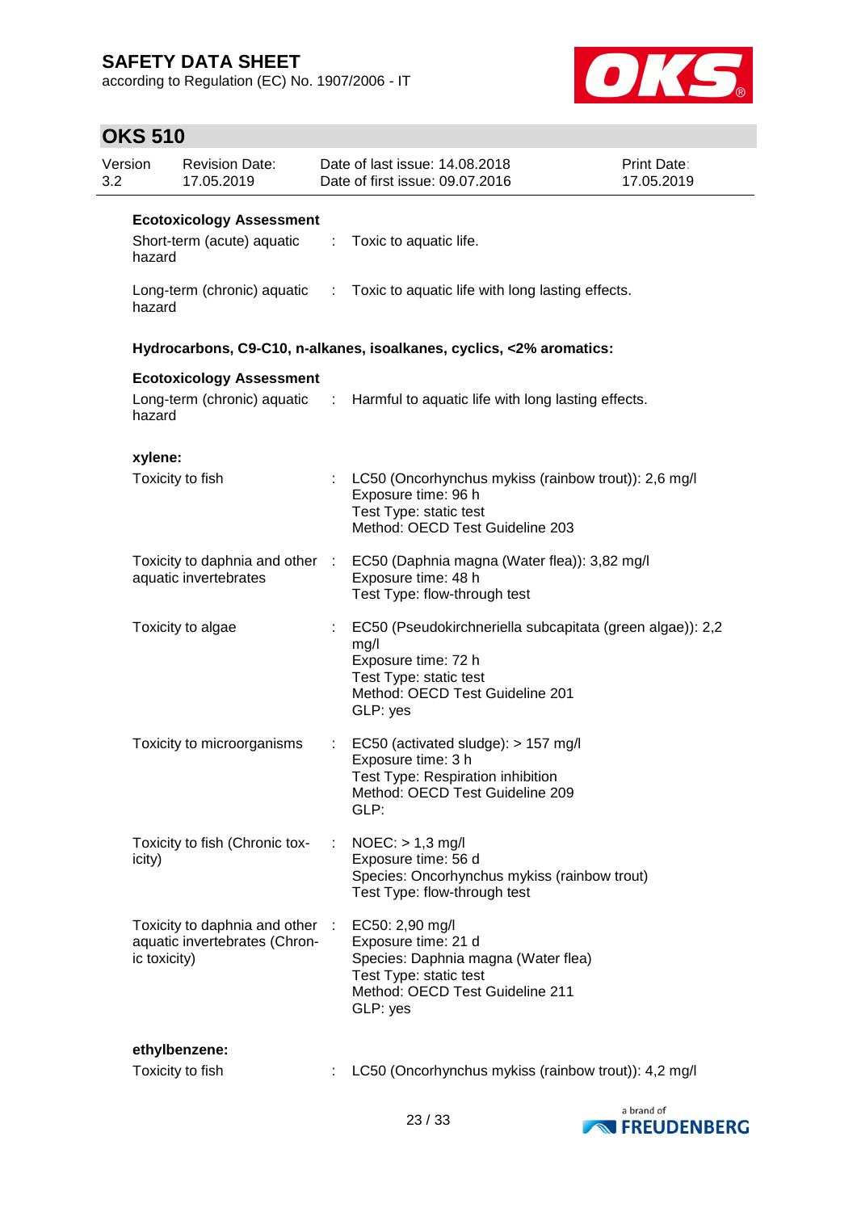**Ecotoxicology Assessment**

Short-term (acute) aquatic hazard : Toxic to aquatic life.

Long-term (chronic) aquatic hazard : Toxic to aquatic life with long lasting effects.

**Hydrocarbons, C9-C10, n-alkanes, isoalkanes, cyclics, <2% aromatics:**

**Ecotoxicology Assessment**

Long-term (chronic) aquatic hazard : Harmful to aquatic life with long lasting effects.

**xylene:**

Toxicity to fish : LC50 (Oncorhynchus mykiss (rainbow trout)): 2,6 mg/l
Exposure time: 96 h
Test Type: static test
Method: OECD Test Guideline 203

Toxicity to daphnia and other aquatic invertebrates : EC50 (Daphnia magna (Water flea)): 3,82 mg/l
Exposure time: 48 h
Test Type: flow-through test

Toxicity to algae : EC50 (Pseudokirchneriella subcapitata (green algae)): 2,2 mg/l
Exposure time: 72 h
Test Type: static test
Method: OECD Test Guideline 201
GLP: yes

Toxicity to microorganisms : EC50 (activated sludge): > 157 mg/l
Exposure time: 3 h
Test Type: Respiration inhibition
Method: OECD Test Guideline 209
GLP:

Toxicity to fish (Chronic toxicity) : NOEC: > 1,3 mg/l
Exposure time: 56 d
Species: Oncorhynchus mykiss (rainbow trout)
Test Type: flow-through test

Toxicity to daphnia and other aquatic invertebrates (Chronic toxicity) : EC50: 2,90 mg/l
Exposure time: 21 d
Species: Daphnia magna (Water flea)
Test Type: static test
Method: OECD Test Guideline 211
GLP: yes

**ethylbenzene:**

Toxicity to fish : LC50 (Oncorhynchus mykiss (rainbow trout)): 4,2 mg/l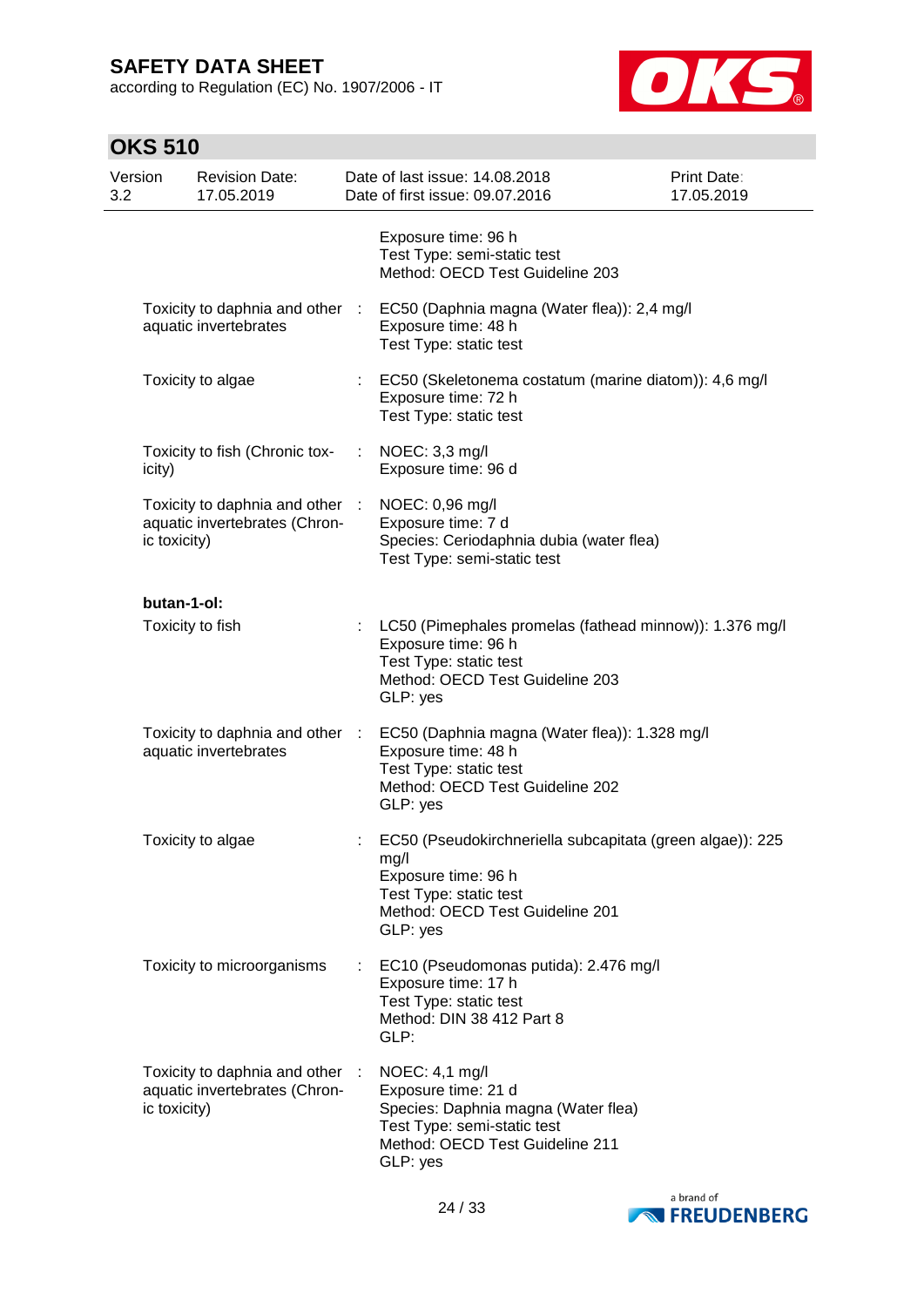| | | |
|---|---|---|
| | | Exposure time: 96 h<br>Test Type: semi-static test<br>Method: OECD Test Guideline 203 |
| Toxicity to daphnia and other aquatic invertebrates | : | EC50 (Daphnia magna (Water flea)): 2,4 mg/l<br>Exposure time: 48 h<br>Test Type: static test |
| Toxicity to algae | : | EC50 (Skeletonema costatum (marine diatom)): 4,6 mg/l<br>Exposure time: 72 h<br>Test Type: static test |
| Toxicity to fish (Chronic toxicity) | : | NOEC: 3,3 mg/l<br>Exposure time: 96 d |
| Toxicity to daphnia and other aquatic invertebrates (Chronic toxicity) | : | NOEC: 0,96 mg/l<br>Exposure time: 7 d<br>Species: Ceriodaphnia dubia (water flea)<br>Test Type: semi-static test |

**butan-1-ol:**

| | | |
|---|---|---|
| Toxicity to fish | : | LC50 (Pimephales promelas (fathead minnow)): 1.376 mg/l<br>Exposure time: 96 h<br>Test Type: static test<br>Method: OECD Test Guideline 203<br>GLP: yes |
| Toxicity to daphnia and other aquatic invertebrates | : | EC50 (Daphnia magna (Water flea)): 1.328 mg/l<br>Exposure time: 48 h<br>Test Type: static test<br>Method: OECD Test Guideline 202<br>GLP: yes |
| Toxicity to algae | : | EC50 (Pseudokirchneriella subcapitata (green algae)): 225 mg/l<br>Exposure time: 96 h<br>Test Type: static test<br>Method: OECD Test Guideline 201<br>GLP: yes |
| Toxicity to microorganisms | : | EC10 (Pseudomonas putida): 2.476 mg/l<br>Exposure time: 17 h<br>Test Type: static test<br>Method: DIN 38 412 Part 8<br>GLP: |
| Toxicity to daphnia and other aquatic invertebrates (Chronic toxicity) | : | NOEC: 4,1 mg/l<br>Exposure time: 21 d<br>Species: Daphnia magna (Water flea)<br>Test Type: semi-static test<br>Method: OECD Test Guideline 211<br>GLP: yes |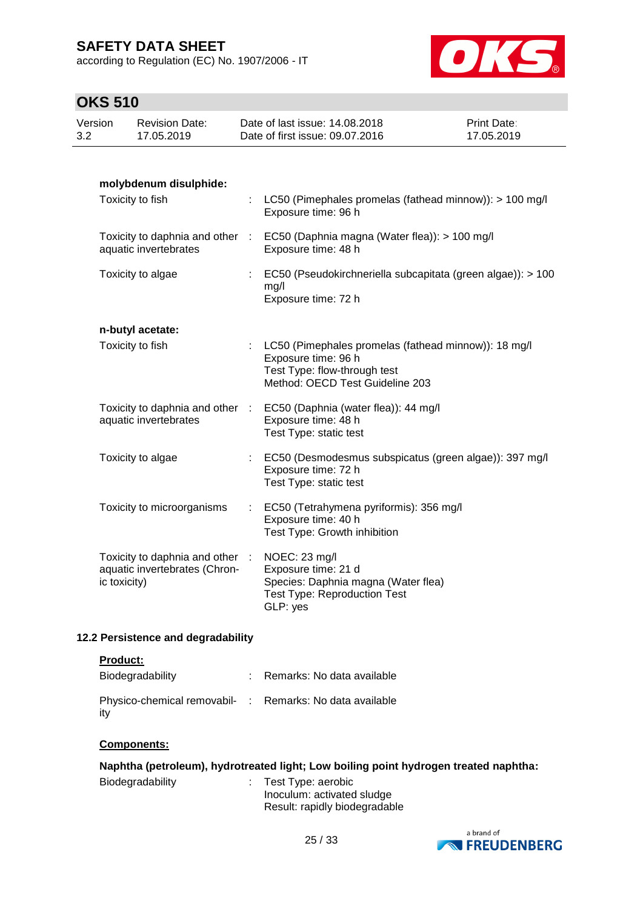**molybdenum disulphide:**

| | | |
|---|---|---|
| Toxicity to fish | : | LC50 (Pimephales promelas (fathead minnow)): > 100 mg/l<br>Exposure time: 96 h |
| Toxicity to daphnia and other aquatic invertebrates | : | EC50 (Daphnia magna (Water flea)): > 100 mg/l<br>Exposure time: 48 h |
| Toxicity to algae | : | EC50 (Pseudokirchneriella subcapitata (green algae)): > 100 mg/l<br>Exposure time: 72 h |

**n-butyl acetate:**

| | | |
|---|---|---|
| Toxicity to fish | : | LC50 (Pimephales promelas (fathead minnow)): 18 mg/l<br>Exposure time: 96 h<br>Test Type: flow-through test<br>Method: OECD Test Guideline 203 |
| Toxicity to daphnia and other aquatic invertebrates | : | EC50 (Daphnia (water flea)): 44 mg/l<br>Exposure time: 48 h<br>Test Type: static test |
| Toxicity to algae | : | EC50 (Desmodesmus subspicatus (green algae)): 397 mg/l<br>Exposure time: 72 h<br>Test Type: static test |
| Toxicity to microorganisms | : | EC50 (Tetrahymena pyriformis): 356 mg/l<br>Exposure time: 40 h<br>Test Type: Growth inhibition |
| Toxicity to daphnia and other aquatic invertebrates (Chronic toxicity) | : | NOEC: 23 mg/l<br>Exposure time: 21 d<br>Species: Daphnia magna (Water flea)<br>Test Type: Reproduction Test<br>GLP: yes |

### 12.2 Persistence and degradability

**Product:**

| | | |
|---|---|---|
| Biodegradability | : | Remarks: No data available |
| Physico-chemical removability | : | Remarks: No data available |

**Components:**

**Naphtha (petroleum), hydrotreated light; Low boiling point hydrogen treated naphtha:**

| | | |
|---|---|---|
| Biodegradability | : | Test Type: aerobic<br>Inoculum: activated sludge<br>Result: rapidly biodegradable |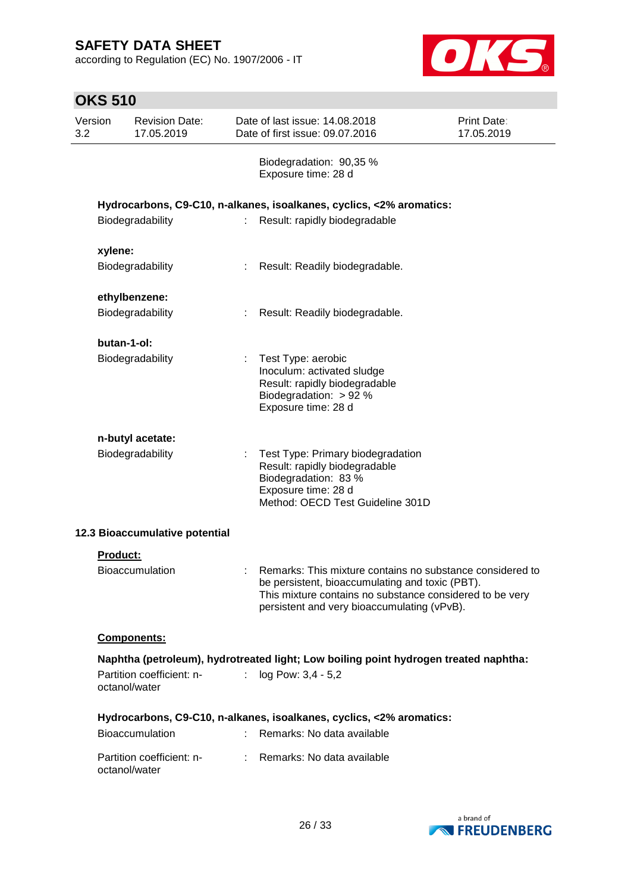Biodegradation: 90,35 %
Exposure time: 28 d

**Hydrocarbons, C9-C10, n-alkanes, isoalkanes, cyclics, <2% aromatics:**

Biodegradability : Result: rapidly biodegradable

**xylene:**

Biodegradability : Result: Readily biodegradable.

**ethylbenzene:**

Biodegradability : Result: Readily biodegradable.

**butan-1-ol:**

Biodegradability : Test Type: aerobic
Inoculum: activated sludge
Result: rapidly biodegradable
Biodegradation: > 92 %
Exposure time: 28 d

**n-butyl acetate:**

Biodegradability : Test Type: Primary biodegradation
Result: rapidly biodegradable
Biodegradation: 83 %
Exposure time: 28 d
Method: OECD Test Guideline 301D

### 12.3 Bioaccumulative potential

**Product:**

Bioaccumulation : Remarks: This mixture contains no substance considered to be persistent, bioaccumulating and toxic (PBT).
This mixture contains no substance considered to be very persistent and very bioaccumulating (vPvB).

**Components:**

**Naphtha (petroleum), hydrotreated light; Low boiling point hydrogen treated naphtha:**

Partition coefficient: n-octanol/water : log Pow: 3,4 - 5,2

**Hydrocarbons, C9-C10, n-alkanes, isoalkanes, cyclics, <2% aromatics:**

Bioaccumulation : Remarks: No data available

Partition coefficient: n-octanol/water : Remarks: No data available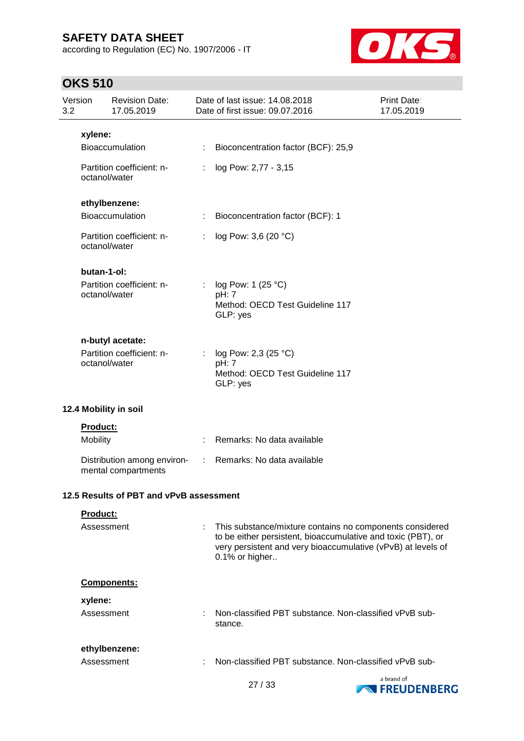**xylene:**

| | | |
|---|---|---|
| Bioaccumulation | : | Bioconcentration factor (BCF): 25,9 |
| Partition coefficient: n-octanol/water | : | log Pow: 2,77 - 3,15 |

**ethylbenzene:**

| | | |
|---|---|---|
| Bioaccumulation | : | Bioconcentration factor (BCF): 1 |
| Partition coefficient: n-octanol/water | : | log Pow: 3,6 (20 °C) |

**butan-1-ol:**

| | | |
|---|---|---|
| Partition coefficient: n-octanol/water | : | log Pow: 1 (25 °C)<br>pH: 7<br>Method: OECD Test Guideline 117<br>GLP: yes |

**n-butyl acetate:**

| | | |
|---|---|---|
| Partition coefficient: n-octanol/water | : | log Pow: 2,3 (25 °C)<br>pH: 7<br>Method: OECD Test Guideline 117<br>GLP: yes |

### 12.4 Mobility in soil

**Product:**

| | | |
|---|---|---|
| Mobility | : | Remarks: No data available |
| Distribution among environmental compartments | : | Remarks: No data available |

### 12.5 Results of PBT and vPvB assessment

**Product:**

| | | |
|---|---|---|
| Assessment | : | This substance/mixture contains no components considered to be either persistent, bioaccumulative and toxic (PBT), or very persistent and very bioaccumulative (vPvB) at levels of 0.1% or higher.. |

**Components:**

**xylene:**

| | | |
|---|---|---|
| Assessment | : | Non-classified PBT substance. Non-classified vPvB substance. |

**ethylbenzene:**

| | | |
|---|---|---|
| Assessment | : | Non-classified PBT substance. Non-classified vPvB sub- |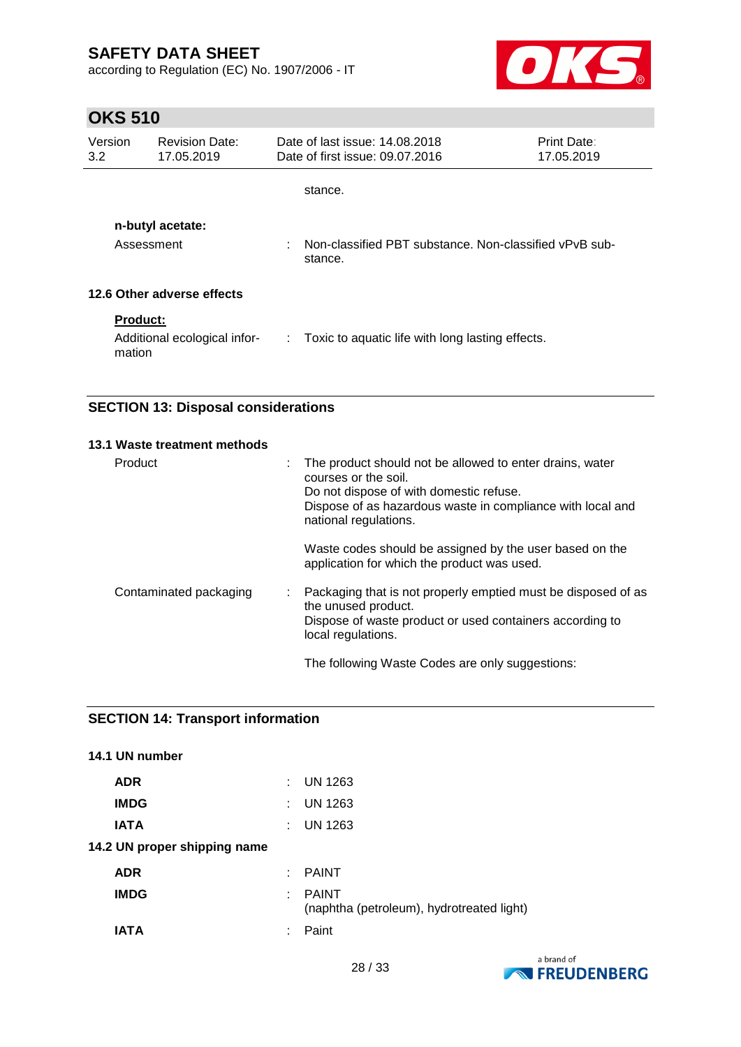stance.

**n-butyl acetate:**

| | | |
|---|---|---|
| Assessment | : | Non-classified PBT substance. Non-classified vPvB substance. |

### 12.6 Other adverse effects

**Product:**

| | | |
|---|---|---|
| Additional ecological information | : | Toxic to aquatic life with long lasting effects. |

## SECTION 13: Disposal considerations

### 13.1 Waste treatment methods

| | | |
|---|---|---|
| Product | : | The product should not be allowed to enter drains, water courses or the soil.<br>Do not dispose of with domestic refuse.<br>Dispose of as hazardous waste in compliance with local and national regulations.<br><br>Waste codes should be assigned by the user based on the application for which the product was used. |
| Contaminated packaging | : | Packaging that is not properly emptied must be disposed of as the unused product.<br>Dispose of waste product or used containers according to local regulations.<br><br>The following Waste Codes are only suggestions: |

## SECTION 14: Transport information

### 14.1 UN number

| | | |
|---|---|---|
| **ADR** | : | UN 1263 |
| **IMDG** | : | UN 1263 |
| **IATA** | : | UN 1263 |

### 14.2 UN proper shipping name

| | | |
|---|---|---|
| **ADR** | : | PAINT |
| **IMDG** | : | PAINT<br>(naphtha (petroleum), hydrotreated light) |
| **IATA** | : | Paint |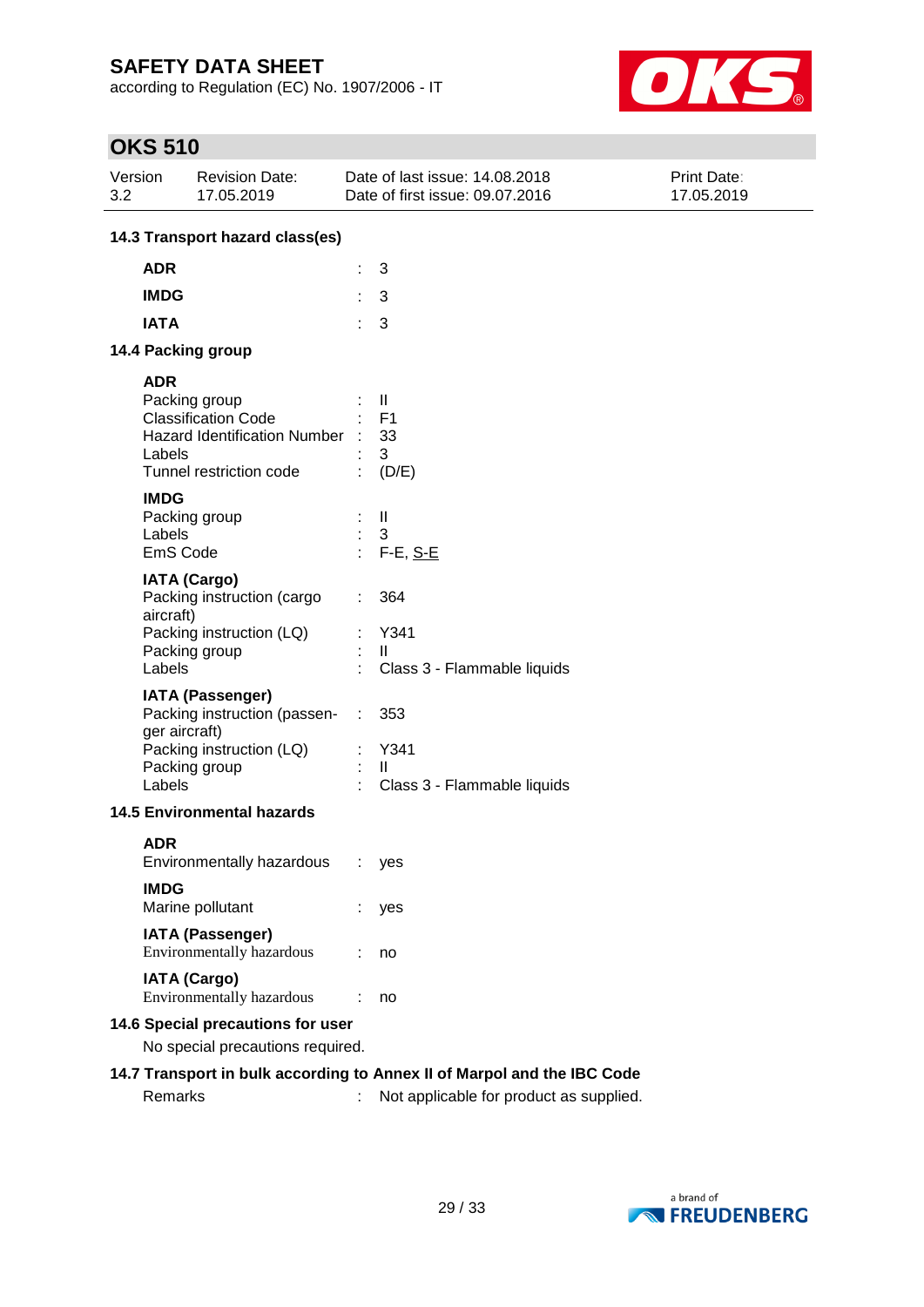### 14.3 Transport hazard class(es)

| | | |
|---|---|---|
| **ADR** | : | 3 |
| **IMDG** | : | 3 |
| **IATA** | : | 3 |

### 14.4 Packing group

**ADR**

| | | |
|---|---|---|
| Packing group | : | II |
| Classification Code | : | F1 |
| Hazard Identification Number | : | 33 |
| Labels | : | 3 |
| Tunnel restriction code | : | (D/E) |

**IMDG**

| | | |
|---|---|---|
| Packing group | : | II |
| Labels | : | 3 |
| EmS Code | : | F-E, S-E |

**IATA (Cargo)**

| | | |
|---|---|---|
| Packing instruction (cargo aircraft) | : | 364 |
| Packing instruction (LQ) | : | Y341 |
| Packing group | : | II |
| Labels | : | Class 3 - Flammable liquids |

**IATA (Passenger)**

| | | |
|---|---|---|
| Packing instruction (passenger aircraft) | : | 353 |
| Packing instruction (LQ) | : | Y341 |
| Packing group | : | II |
| Labels | : | Class 3 - Flammable liquids |

### 14.5 Environmental hazards

**ADR**

| | | |
|---|---|---|
| Environmentally hazardous | : | yes |

**IMDG**

| | | |
|---|---|---|
| Marine pollutant | : | yes |

**IATA (Passenger)**

| | | |
|---|---|---|
| Environmentally hazardous | : | no |

**IATA (Cargo)**

| | | |
|---|---|---|
| Environmentally hazardous | : | no |

### 14.6 Special precautions for user

No special precautions required.

### 14.7 Transport in bulk according to Annex II of Marpol and the IBC Code

| | | |
|---|---|---|
| Remarks | : | Not applicable for product as supplied. |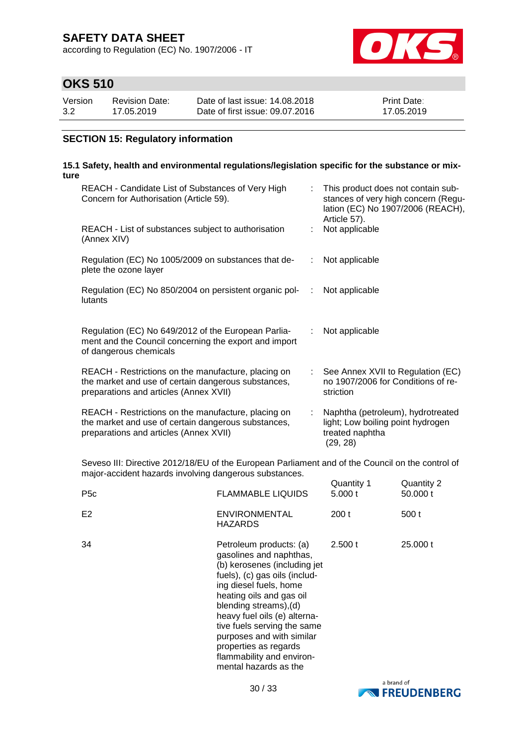## SECTION 15: Regulatory information

### 15.1 Safety, health and environmental regulations/legislation specific for the substance or mixture

| | | |
|---|---|---|
| REACH - Candidate List of Substances of Very High Concern for Authorisation (Article 59). | : | This product does not contain substances of very high concern (Regulation (EC) No 1907/2006 (REACH), Article 57). |
| REACH - List of substances subject to authorisation (Annex XIV) | : | Not applicable |
| Regulation (EC) No 1005/2009 on substances that deplete the ozone layer | : | Not applicable |
| Regulation (EC) No 850/2004 on persistent organic pollutants | : | Not applicable |
| Regulation (EC) No 649/2012 of the European Parliament and the Council concerning the export and import of dangerous chemicals | : | Not applicable |
| REACH - Restrictions on the manufacture, placing on the market and use of certain dangerous substances, preparations and articles (Annex XVII) | : | See Annex XVII to Regulation (EC) no 1907/2006 for Conditions of restriction |
| REACH - Restrictions on the manufacture, placing on the market and use of certain dangerous substances, preparations and articles (Annex XVII) | : | Naphtha (petroleum), hydrotreated light; Low boiling point hydrogen treated naphtha (29, 28) |

Seveso III: Directive 2012/18/EU of the European Parliament and of the Council on the control of major-accident hazards involving dangerous substances.

| | | Quantity 1 | Quantity 2 |
|---|---|---|---|
| P5c | FLAMMABLE LIQUIDS | 5.000 t | 50.000 t |
| E2 | ENVIRONMENTAL HAZARDS | 200 t | 500 t |
| 34 | Petroleum products: (a) gasolines and naphthas, (b) kerosenes (including jet fuels), (c) gas oils (including diesel fuels, home heating oils and gas oil blending streams),(d) heavy fuel oils (e) alternative fuels serving the same purposes and with similar properties as regards flammability and environmental hazards as the | 2.500 t | 25.000 t |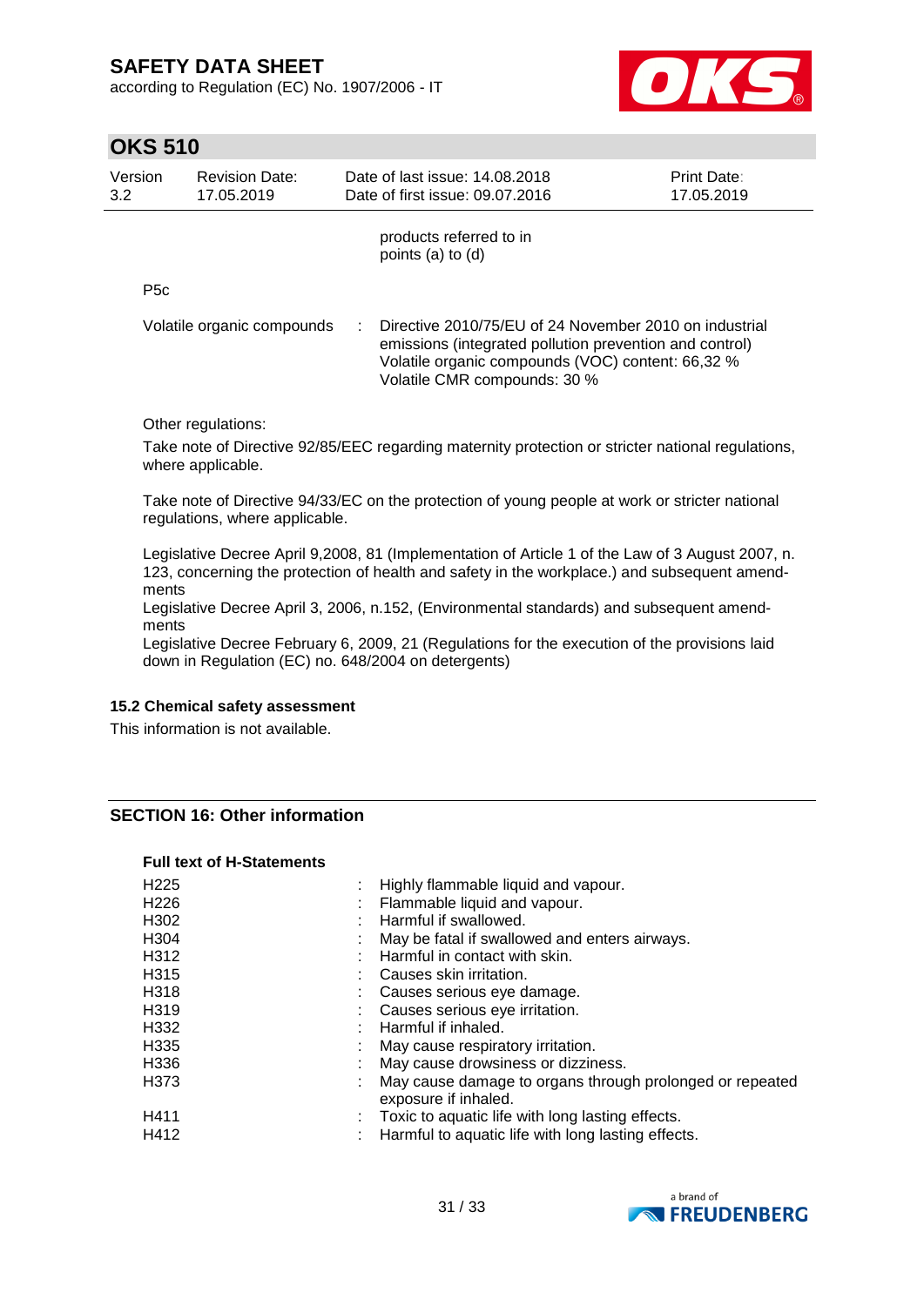| | | |
|---|---|---|
| | | products referred to in points (a) to (d) |
| P5c | | |
| Volatile organic compounds | : | Directive 2010/75/EU of 24 November 2010 on industrial emissions (integrated pollution prevention and control) Volatile organic compounds (VOC) content: 66,32 % Volatile CMR compounds: 30 % |

Other regulations:

Take note of Directive 92/85/EEC regarding maternity protection or stricter national regulations, where applicable.

Take note of Directive 94/33/EC on the protection of young people at work or stricter national regulations, where applicable.

Legislative Decree April 9,2008, 81 (Implementation of Article 1 of the Law of 3 August 2007, n. 123, concerning the protection of health and safety in the workplace.) and subsequent amendments
Legislative Decree April 3, 2006, n.152, (Environmental standards) and subsequent amendments
Legislative Decree February 6, 2009, 21 (Regulations for the execution of the provisions laid down in Regulation (EC) no. 648/2004 on detergents)

### 15.2 Chemical safety assessment

This information is not available.

## SECTION 16: Other information

**Full text of H-Statements**

| | | |
|---|---|---|
| H225 | : | Highly flammable liquid and vapour. |
| H226 | : | Flammable liquid and vapour. |
| H302 | : | Harmful if swallowed. |
| H304 | : | May be fatal if swallowed and enters airways. |
| H312 | : | Harmful in contact with skin. |
| H315 | : | Causes skin irritation. |
| H318 | : | Causes serious eye damage. |
| H319 | : | Causes serious eye irritation. |
| H332 | : | Harmful if inhaled. |
| H335 | : | May cause respiratory irritation. |
| H336 | : | May cause drowsiness or dizziness. |
| H373 | : | May cause damage to organs through prolonged or repeated exposure if inhaled. |
| H411 | : | Toxic to aquatic life with long lasting effects. |
| H412 | : | Harmful to aquatic life with long lasting effects. |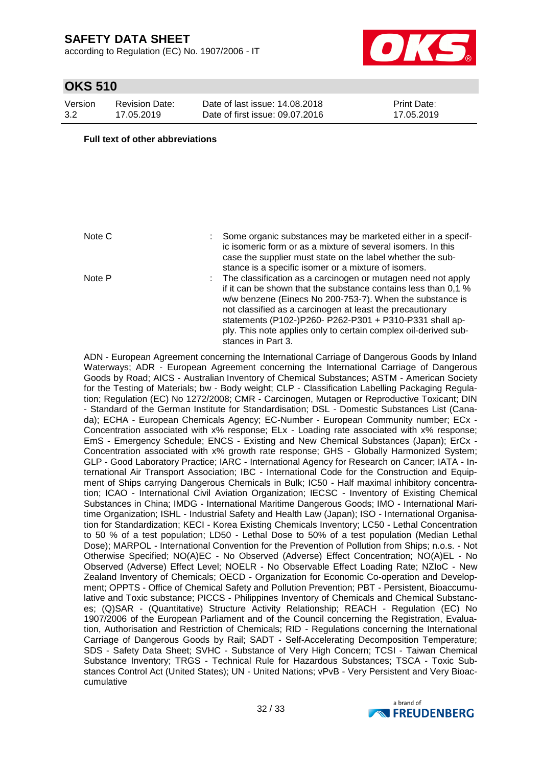**Full text of other abbreviations**

| | |
|---|---|
| Note C | : Some organic substances may be marketed either in a specific isomeric form or as a mixture of several isomers. In this case the supplier must state on the label whether the substance is a specific isomer or a mixture of isomers. |
| Note P | : The classification as a carcinogen or mutagen need not apply if it can be shown that the substance contains less than 0,1 % w/w benzene (Einecs No 200-753-7). When the substance is not classified as a carcinogen at least the precautionary statements (P102-)P260- P262-P301 + P310-P331 shall apply. This note applies only to certain complex oil-derived substances in Part 3. |

ADN - European Agreement concerning the International Carriage of Dangerous Goods by Inland Waterways; ADR - European Agreement concerning the International Carriage of Dangerous Goods by Road; AICS - Australian Inventory of Chemical Substances; ASTM - American Society for the Testing of Materials; bw - Body weight; CLP - Classification Labelling Packaging Regulation; Regulation (EC) No 1272/2008; CMR - Carcinogen, Mutagen or Reproductive Toxicant; DIN - Standard of the German Institute for Standardisation; DSL - Domestic Substances List (Canada); ECHA - European Chemicals Agency; EC-Number - European Community number; ECx - Concentration associated with x% response; ELx - Loading rate associated with x% response; EmS - Emergency Schedule; ENCS - Existing and New Chemical Substances (Japan); ErCx - Concentration associated with x% growth rate response; GHS - Globally Harmonized System; GLP - Good Laboratory Practice; IARC - International Agency for Research on Cancer; IATA - International Air Transport Association; IBC - International Code for the Construction and Equipment of Ships carrying Dangerous Chemicals in Bulk; IC50 - Half maximal inhibitory concentration; ICAO - International Civil Aviation Organization; IECSC - Inventory of Existing Chemical Substances in China; IMDG - International Maritime Dangerous Goods; IMO - International Maritime Organization; ISHL - Industrial Safety and Health Law (Japan); ISO - International Organisation for Standardization; KECI - Korea Existing Chemicals Inventory; LC50 - Lethal Concentration to 50 % of a test population; LD50 - Lethal Dose to 50% of a test population (Median Lethal Dose); MARPOL - International Convention for the Prevention of Pollution from Ships; n.o.s. - Not Otherwise Specified; NO(A)EC - No Observed (Adverse) Effect Concentration; NO(A)EL - No Observed (Adverse) Effect Level; NOELR - No Observable Effect Loading Rate; NZIoC - New Zealand Inventory of Chemicals; OECD - Organization for Economic Co-operation and Development; OPPTS - Office of Chemical Safety and Pollution Prevention; PBT - Persistent, Bioaccumulative and Toxic substance; PICCS - Philippines Inventory of Chemicals and Chemical Substances; (Q)SAR - (Quantitative) Structure Activity Relationship; REACH - Regulation (EC) No 1907/2006 of the European Parliament and of the Council concerning the Registration, Evaluation, Authorisation and Restriction of Chemicals; RID - Regulations concerning the International Carriage of Dangerous Goods by Rail; SADT - Self-Accelerating Decomposition Temperature; SDS - Safety Data Sheet; SVHC - Substance of Very High Concern; TCSI - Taiwan Chemical Substance Inventory; TRGS - Technical Rule for Hazardous Substances; TSCA - Toxic Substances Control Act (United States); UN - United Nations; vPvB - Very Persistent and Very Bioaccumulative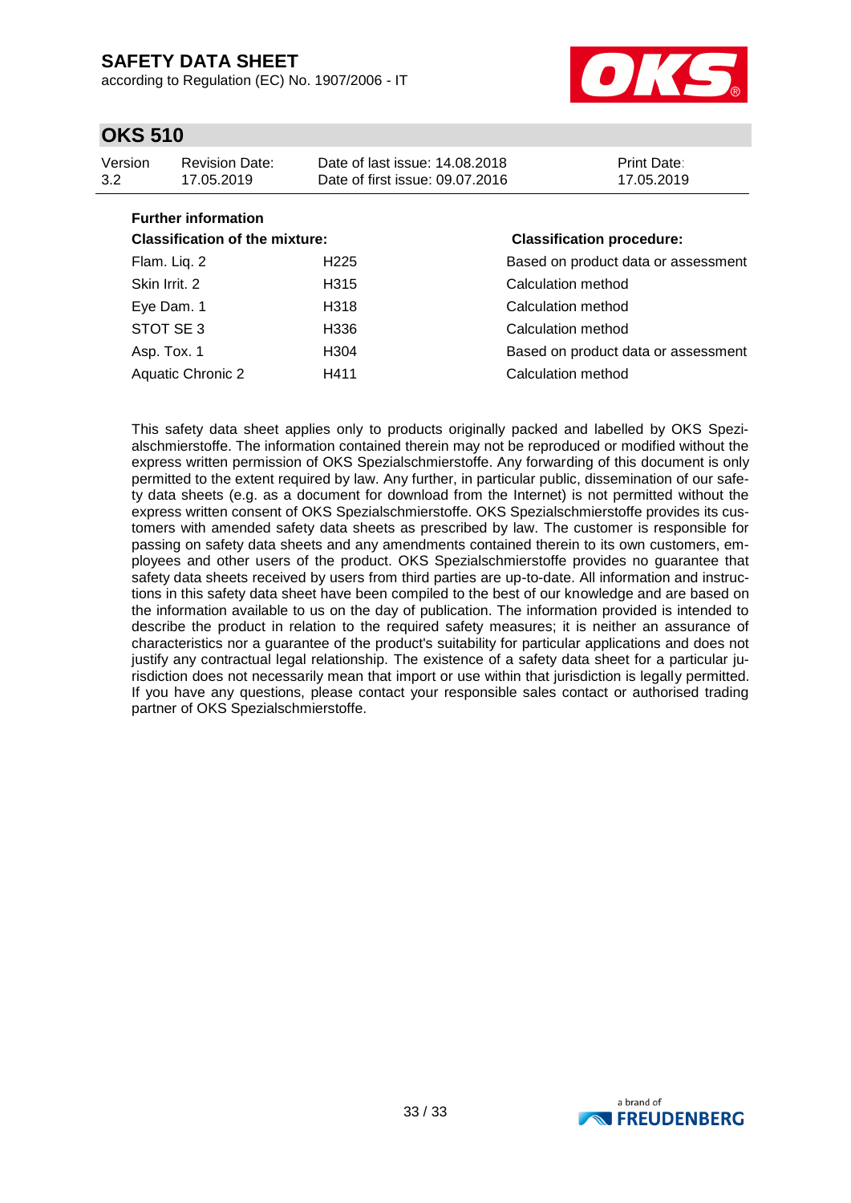**Further information**

| Classification of the mixture: | | Classification procedure: |
|---|---|---|
| Flam. Liq. 2 | H225 | Based on product data or assessment |
| Skin Irrit. 2 | H315 | Calculation method |
| Eye Dam. 1 | H318 | Calculation method |
| STOT SE 3 | H336 | Calculation method |
| Asp. Tox. 1 | H304 | Based on product data or assessment |
| Aquatic Chronic 2 | H411 | Calculation method |

This safety data sheet applies only to products originally packed and labelled by OKS Spezialschmierstoffe. The information contained therein may not be reproduced or modified without the express written permission of OKS Spezialschmierstoffe. Any forwarding of this document is only permitted to the extent required by law. Any further, in particular public, dissemination of our safety data sheets (e.g. as a document for download from the Internet) is not permitted without the express written consent of OKS Spezialschmierstoffe. OKS Spezialschmierstoffe provides its customers with amended safety data sheets as prescribed by law. The customer is responsible for passing on safety data sheets and any amendments contained therein to its own customers, employees and other users of the product. OKS Spezialschmierstoffe provides no guarantee that safety data sheets received by users from third parties are up-to-date. All information and instructions in this safety data sheet have been compiled to the best of our knowledge and are based on the information available to us on the day of publication. The information provided is intended to describe the product in relation to the required safety measures; it is neither an assurance of characteristics nor a guarantee of the product's suitability for particular applications and does not justify any contractual legal relationship. The existence of a safety data sheet for a particular jurisdiction does not necessarily mean that import or use within that jurisdiction is legally permitted. If you have any questions, please contact your responsible sales contact or authorised trading partner of OKS Spezialschmierstoffe.